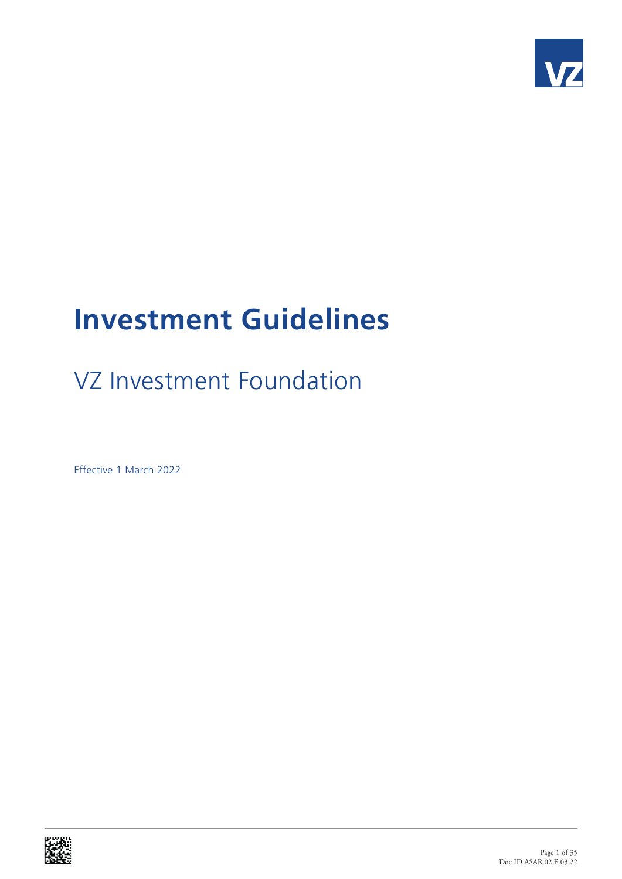# Investment Guidelines

## VZ Investment Foundation

Effective 1 March 2022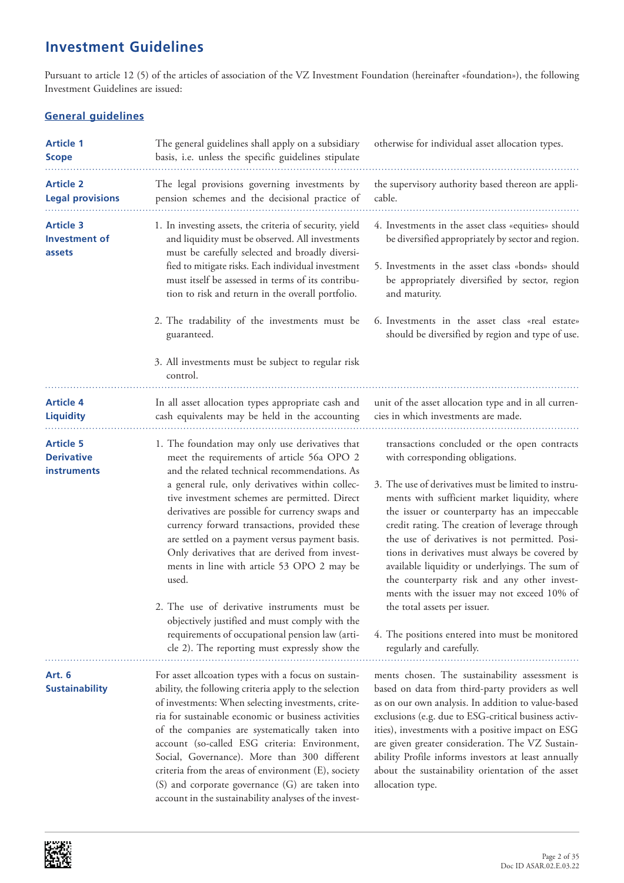# Investment Guidelines

Pursuant to article 12 (5) of the articles of association of the VZ Investment Foundation (hereinafter «foundation»), the following Investment Guidelines are issued:

## General guidelines

### Article 1 Scope

The general guidelines shall apply on a subsidiary basis, i.e. unless the specific guidelines stipulate otherwise for individual asset allocation types.

### Article 2 Legal provisions

The legal provisions governing investments by pension schemes and the decisional practice of the supervisory authority based thereon are applicable.

### Article 3 Investment of assets

1. In investing assets, the criteria of security, yield and liquidity must be observed. All investments must be carefully selected and broadly diversified to mitigate risks. Each individual investment must itself be assessed in terms of its contribution to risk and return in the overall portfolio.
2. The tradability of the investments must be guaranteed.
3. All investments must be subject to regular risk control.
4. Investments in the asset class «equities» should be diversified appropriately by sector and region.
5. Investments in the asset class «bonds» should be appropriately diversified by sector, region and maturity.
6. Investments in the asset class «real estate» should be diversified by region and type of use.

### Article 4 Liquidity

In all asset allocation types appropriate cash and cash equivalents may be held in the accounting unit of the asset allocation type and in all currencies in which investments are made.

### Article 5 Derivative instruments

1. The foundation may only use derivatives that meet the requirements of article 56a OPO 2 and the related technical recommendations. As a general rule, only derivatives within collective investment schemes are permitted. Direct derivatives are possible for currency swaps and currency forward transactions, provided these are settled on a payment versus payment basis. Only derivatives that are derived from investments in line with article 53 OPO 2 may be used.
2. The use of derivative instruments must be objectively justified and must comply with the requirements of occupational pension law (article 2). The reporting must expressly show the transactions concluded or the open contracts with corresponding obligations.
3. The use of derivatives must be limited to instruments with sufficient market liquidity, where the issuer or counterparty has an impeccable credit rating. The creation of leverage through the use of derivatives is not permitted. Positions in derivatives must always be covered by available liquidity or underlyings. The sum of the counterparty risk and any other investments with the issuer may not exceed 10% of the total assets per issuer.
4. The positions entered into must be monitored regularly and carefully.

### Art. 6 Sustainability

For asset allcoation types with a focus on sustainability, the following criteria apply to the selection of investments: When selecting investments, criteria for sustainable economic or business activities of the companies are systematically taken into account (so-called ESG criteria: Environment, Social, Governance). More than 300 different criteria from the areas of environment (E), society (S) and corporate governance (G) are taken into account in the sustainability analyses of the investments chosen. The sustainability assessment is based on data from third-party providers as well as on our own analysis. In addition to value-based exclusions (e.g. due to ESG-critical business activities), investments with a positive impact on ESG are given greater consideration. The VZ Sustainability Profile informs investors at least annually about the sustainability orientation of the asset allocation type.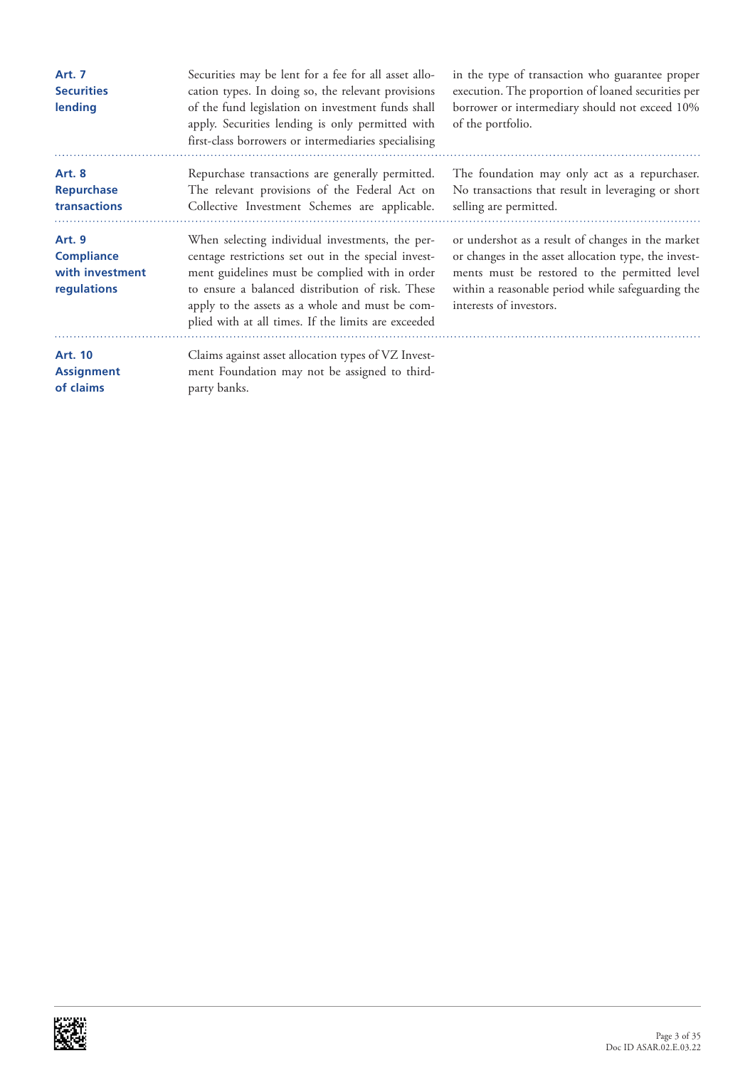### Art. 7 Securities lending

Securities may be lent for a fee for all asset allocation types. In doing so, the relevant provisions of the fund legislation on investment funds shall apply. Securities lending is only permitted with first-class borrowers or intermediaries specialising in the type of transaction who guarantee proper execution. The proportion of loaned securities per borrower or intermediary should not exceed 10% of the portfolio.

### Art. 8 Repurchase transactions

Repurchase transactions are generally permitted. The relevant provisions of the Federal Act on Collective Investment Schemes are applicable. The foundation may only act as a repurchaser. No transactions that result in leveraging or short selling are permitted.

### Art. 9 Compliance with investment regulations

When selecting individual investments, the percentage restrictions set out in the special investment guidelines must be complied with in order to ensure a balanced distribution of risk. These apply to the assets as a whole and must be complied with at all times. If the limits are exceeded or undershot as a result of changes in the market or changes in the asset allocation type, the investments must be restored to the permitted level within a reasonable period while safeguarding the interests of investors.

### Art. 10 Assignment of claims

Claims against asset allocation types of VZ Investment Foundation may not be assigned to third-party banks.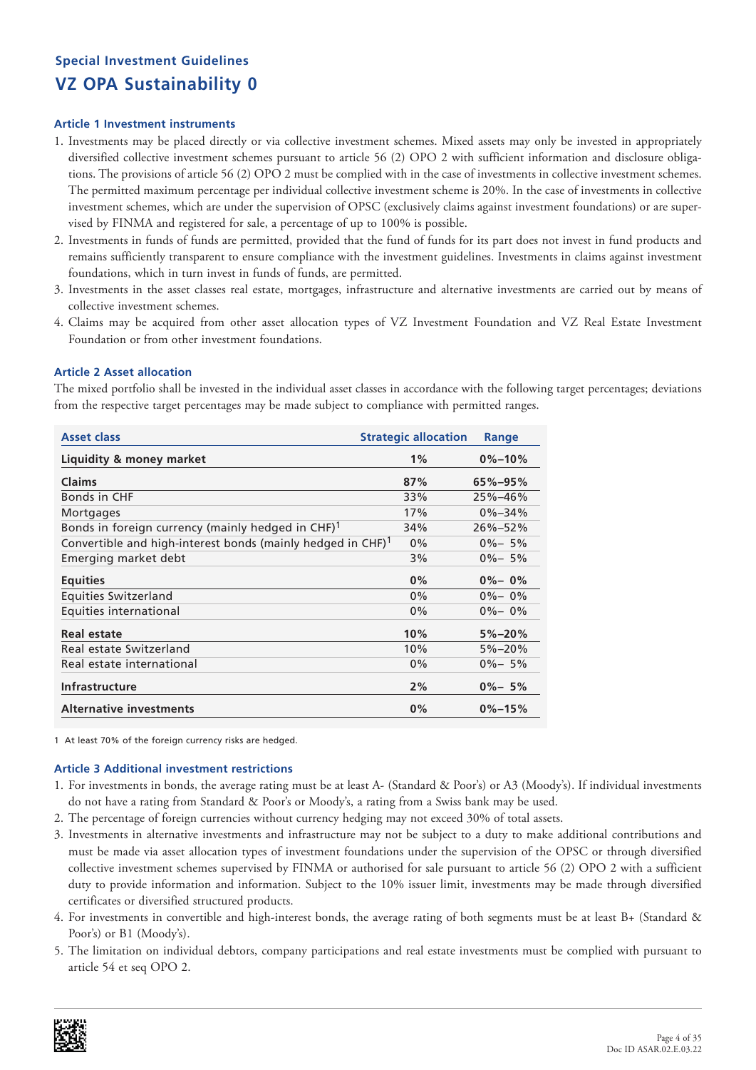## Special Investment Guidelines

# VZ OPA Sustainability 0

### Article 1 Investment instruments

1. Investments may be placed directly or via collective investment schemes. Mixed assets may only be invested in appropriately diversified collective investment schemes pursuant to article 56 (2) OPO 2 with sufficient information and disclosure obligations. The provisions of article 56 (2) OPO 2 must be complied with in the case of investments in collective investment schemes. The permitted maximum percentage per individual collective investment scheme is 20%. In the case of investments in collective investment schemes, which are under the supervision of OPSC (exclusively claims against investment foundations) or are supervised by FINMA and registered for sale, a percentage of up to 100% is possible.
2. Investments in funds of funds are permitted, provided that the fund of funds for its part does not invest in fund products and remains sufficiently transparent to ensure compliance with the investment guidelines. Investments in claims against investment foundations, which in turn invest in funds of funds, are permitted.
3. Investments in the asset classes real estate, mortgages, infrastructure and alternative investments are carried out by means of collective investment schemes.
4. Claims may be acquired from other asset allocation types of VZ Investment Foundation and VZ Real Estate Investment Foundation or from other investment foundations.

### Article 2 Asset allocation

The mixed portfolio shall be invested in the individual asset classes in accordance with the following target percentages; deviations from the respective target percentages may be made subject to compliance with permitted ranges.

| Asset class | Strategic allocation | Range |
|---|---|---|
| **Liquidity & money market** | **1%** | **0%–10%** |
| **Claims** | **87%** | **65%–95%** |
| Bonds in CHF | 33% | 25%–46% |
| Mortgages | 17% | 0%–34% |
| Bonds in foreign currency (mainly hedged in CHF)[1] | 34% | 26%–52% |
| Convertible and high-interest bonds (mainly hedged in CHF)[1] | 0% | 0%– 5% |
| Emerging market debt | 3% | 0%– 5% |
| **Equities** | **0%** | **0%– 0%** |
| Equities Switzerland | 0% | 0%– 0% |
| Equities international | 0% | 0%– 0% |
| **Real estate** | **10%** | **5%–20%** |
| Real estate Switzerland | 10% | 5%–20% |
| Real estate international | 0% | 0%– 5% |
| **Infrastructure** | **2%** | **0%– 5%** |
| **Alternative investments** | **0%** | **0%–15%** |

1 At least 70% of the foreign currency risks are hedged.

### Article 3 Additional investment restrictions

1. For investments in bonds, the average rating must be at least A- (Standard & Poor's) or A3 (Moody's). If individual investments do not have a rating from Standard & Poor's or Moody's, a rating from a Swiss bank may be used.
2. The percentage of foreign currencies without currency hedging may not exceed 30% of total assets.
3. Investments in alternative investments and infrastructure may not be subject to a duty to make additional contributions and must be made via asset allocation types of investment foundations under the supervision of the OPSC or through diversified collective investment schemes supervised by FINMA or authorised for sale pursuant to article 56 (2) OPO 2 with a sufficient duty to provide information and information. Subject to the 10% issuer limit, investments may be made through diversified certificates or diversified structured products.
4. For investments in convertible and high-interest bonds, the average rating of both segments must be at least B+ (Standard & Poor's) or B1 (Moody's).
5. The limitation on individual debtors, company participations and real estate investments must be complied with pursuant to article 54 et seq OPO 2.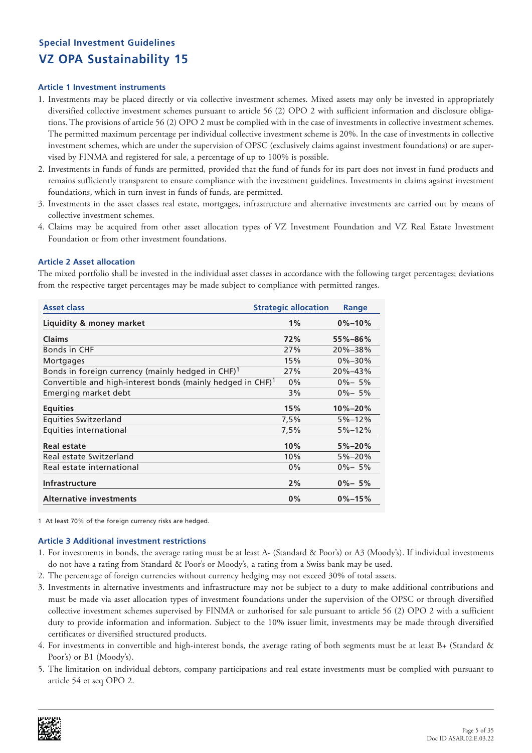### Special Investment Guidelines

## VZ OPA Sustainability 15

### Article 1 Investment instruments

1. Investments may be placed directly or via collective investment schemes. Mixed assets may only be invested in appropriately diversified collective investment schemes pursuant to article 56 (2) OPO 2 with sufficient information and disclosure obligations. The provisions of article 56 (2) OPO 2 must be complied with in the case of investments in collective investment schemes. The permitted maximum percentage per individual collective investment scheme is 20%. In the case of investments in collective investment schemes, which are under the supervision of OPSC (exclusively claims against investment foundations) or are supervised by FINMA and registered for sale, a percentage of up to 100% is possible.
2. Investments in funds of funds are permitted, provided that the fund of funds for its part does not invest in fund products and remains sufficiently transparent to ensure compliance with the investment guidelines. Investments in claims against investment foundations, which in turn invest in funds of funds, are permitted.
3. Investments in the asset classes real estate, mortgages, infrastructure and alternative investments are carried out by means of collective investment schemes.
4. Claims may be acquired from other asset allocation types of VZ Investment Foundation and VZ Real Estate Investment Foundation or from other investment foundations.

### Article 2 Asset allocation

The mixed portfolio shall be invested in the individual asset classes in accordance with the following target percentages; deviations from the respective target percentages may be made subject to compliance with permitted ranges.

| Asset class | Strategic allocation | Range |
|---|---|---|
| **Liquidity & money market** | **1%** | **0%–10%** |
| **Claims** | **72%** | **55%–86%** |
| Bonds in CHF | 27% | 20%–38% |
| Mortgages | 15% | 0%–30% |
| Bonds in foreign currency (mainly hedged in CHF)[1] | 27% | 20%–43% |
| Convertible and high-interest bonds (mainly hedged in CHF)[1] | 0% | 0%– 5% |
| Emerging market debt | 3% | 0%– 5% |
| **Equities** | **15%** | **10%–20%** |
| Equities Switzerland | 7,5% | 5%–12% |
| Equities international | 7,5% | 5%–12% |
| **Real estate** | **10%** | **5%–20%** |
| Real estate Switzerland | 10% | 5%–20% |
| Real estate international | 0% | 0%– 5% |
| **Infrastructure** | **2%** | **0%– 5%** |
| **Alternative investments** | **0%** | **0%–15%** |

1 At least 70% of the foreign currency risks are hedged.

### Article 3 Additional investment restrictions

1. For investments in bonds, the average rating must be at least A- (Standard & Poor's) or A3 (Moody's). If individual investments do not have a rating from Standard & Poor's or Moody's, a rating from a Swiss bank may be used.
2. The percentage of foreign currencies without currency hedging may not exceed 30% of total assets.
3. Investments in alternative investments and infrastructure may not be subject to a duty to make additional contributions and must be made via asset allocation types of investment foundations under the supervision of the OPSC or through diversified collective investment schemes supervised by FINMA or authorised for sale pursuant to article 56 (2) OPO 2 with a sufficient duty to provide information and information. Subject to the 10% issuer limit, investments may be made through diversified certificates or diversified structured products.
4. For investments in convertible and high-interest bonds, the average rating of both segments must be at least B+ (Standard & Poor's) or B1 (Moody's).
5. The limitation on individual debtors, company participations and real estate investments must be complied with pursuant to article 54 et seq OPO 2.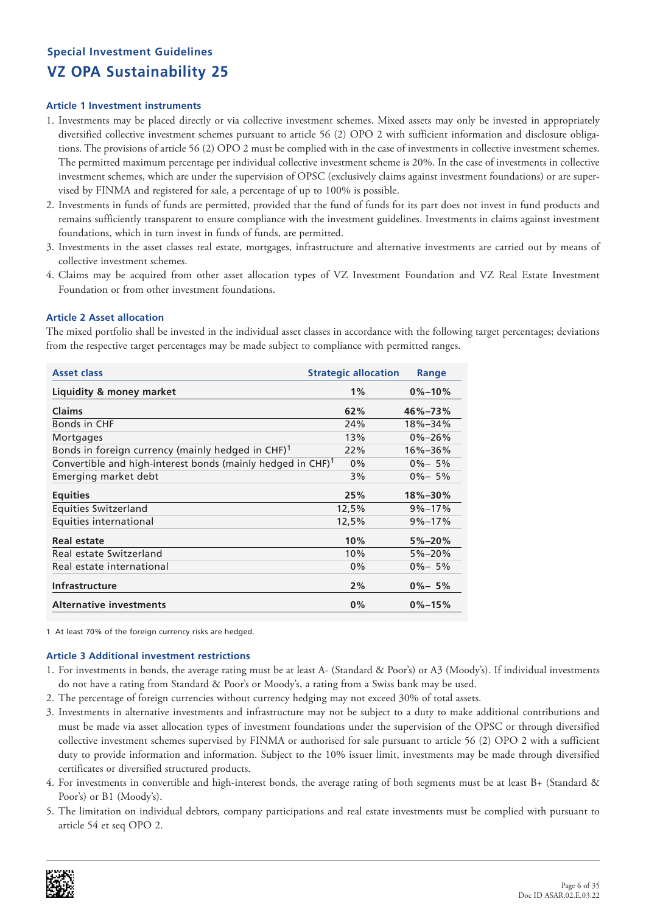## Special Investment Guidelines

# VZ OPA Sustainability 25

### Article 1 Investment instruments

1. Investments may be placed directly or via collective investment schemes. Mixed assets may only be invested in appropriately diversified collective investment schemes pursuant to article 56 (2) OPO 2 with sufficient information and disclosure obligations. The provisions of article 56 (2) OPO 2 must be complied with in the case of investments in collective investment schemes. The permitted maximum percentage per individual collective investment scheme is 20%. In the case of investments in collective investment schemes, which are under the supervision of OPSC (exclusively claims against investment foundations) or are supervised by FINMA and registered for sale, a percentage of up to 100% is possible.
2. Investments in funds of funds are permitted, provided that the fund of funds for its part does not invest in fund products and remains sufficiently transparent to ensure compliance with the investment guidelines. Investments in claims against investment foundations, which in turn invest in funds of funds, are permitted.
3. Investments in the asset classes real estate, mortgages, infrastructure and alternative investments are carried out by means of collective investment schemes.
4. Claims may be acquired from other asset allocation types of VZ Investment Foundation and VZ Real Estate Investment Foundation or from other investment foundations.

### Article 2 Asset allocation

The mixed portfolio shall be invested in the individual asset classes in accordance with the following target percentages; deviations from the respective target percentages may be made subject to compliance with permitted ranges.

| Asset class | Strategic allocation | Range |
|---|---|---|
| **Liquidity & money market** | **1%** | **0%–10%** |
| **Claims** | **62%** | **46%–73%** |
| Bonds in CHF | 24% | 18%–34% |
| Mortgages | 13% | 0%–26% |
| Bonds in foreign currency (mainly hedged in CHF)[1] | 22% | 16%–36% |
| Convertible and high-interest bonds (mainly hedged in CHF)[1] | 0% | 0%– 5% |
| Emerging market debt | 3% | 0%– 5% |
| **Equities** | **25%** | **18%–30%** |
| Equities Switzerland | 12,5% | 9%–17% |
| Equities international | 12,5% | 9%–17% |
| **Real estate** | **10%** | **5%–20%** |
| Real estate Switzerland | 10% | 5%–20% |
| Real estate international | 0% | 0%– 5% |
| **Infrastructure** | **2%** | **0%– 5%** |
| **Alternative investments** | **0%** | **0%–15%** |

1 At least 70% of the foreign currency risks are hedged.

### Article 3 Additional investment restrictions

1. For investments in bonds, the average rating must be at least A- (Standard & Poor's) or A3 (Moody's). If individual investments do not have a rating from Standard & Poor's or Moody's, a rating from a Swiss bank may be used.
2. The percentage of foreign currencies without currency hedging may not exceed 30% of total assets.
3. Investments in alternative investments and infrastructure may not be subject to a duty to make additional contributions and must be made via asset allocation types of investment foundations under the supervision of the OPSC or through diversified collective investment schemes supervised by FINMA or authorised for sale pursuant to article 56 (2) OPO 2 with a sufficient duty to provide information and information. Subject to the 10% issuer limit, investments may be made through diversified certificates or diversified structured products.
4. For investments in convertible and high-interest bonds, the average rating of both segments must be at least B+ (Standard & Poor's) or B1 (Moody's).
5. The limitation on individual debtors, company participations and real estate investments must be complied with pursuant to article 54 et seq OPO 2.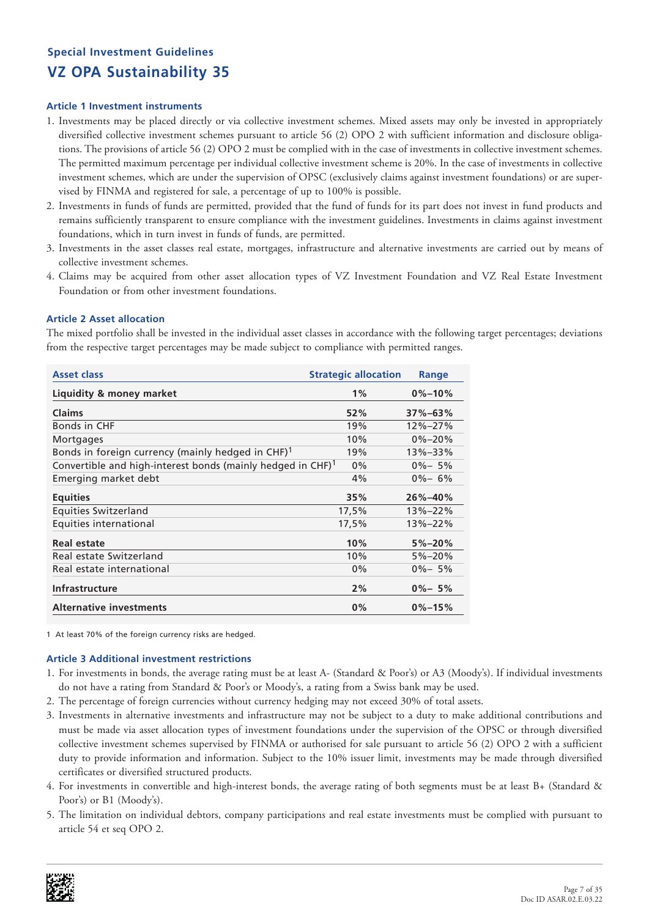## Special Investment Guidelines

# VZ OPA Sustainability 35

### Article 1 Investment instruments

1. Investments may be placed directly or via collective investment schemes. Mixed assets may only be invested in appropriately diversified collective investment schemes pursuant to article 56 (2) OPO 2 with sufficient information and disclosure obligations. The provisions of article 56 (2) OPO 2 must be complied with in the case of investments in collective investment schemes. The permitted maximum percentage per individual collective investment scheme is 20%. In the case of investments in collective investment schemes, which are under the supervision of OPSC (exclusively claims against investment foundations) or are supervised by FINMA and registered for sale, a percentage of up to 100% is possible.
2. Investments in funds of funds are permitted, provided that the fund of funds for its part does not invest in fund products and remains sufficiently transparent to ensure compliance with the investment guidelines. Investments in claims against investment foundations, which in turn invest in funds of funds, are permitted.
3. Investments in the asset classes real estate, mortgages, infrastructure and alternative investments are carried out by means of collective investment schemes.
4. Claims may be acquired from other asset allocation types of VZ Investment Foundation and VZ Real Estate Investment Foundation or from other investment foundations.

### Article 2 Asset allocation

The mixed portfolio shall be invested in the individual asset classes in accordance with the following target percentages; deviations from the respective target percentages may be made subject to compliance with permitted ranges.

| Asset class | Strategic allocation | Range |
|---|---|---|
| **Liquidity & money market** | **1%** | **0%–10%** |
| **Claims** | **52%** | **37%–63%** |
| Bonds in CHF | 19% | 12%–27% |
| Mortgages | 10% | 0%–20% |
| Bonds in foreign currency (mainly hedged in CHF)[1] | 19% | 13%–33% |
| Convertible and high-interest bonds (mainly hedged in CHF)[1] | 0% | 0%– 5% |
| Emerging market debt | 4% | 0%– 6% |
| **Equities** | **35%** | **26%–40%** |
| Equities Switzerland | 17,5% | 13%–22% |
| Equities international | 17,5% | 13%–22% |
| **Real estate** | **10%** | **5%–20%** |
| Real estate Switzerland | 10% | 5%–20% |
| Real estate international | 0% | 0%– 5% |
| **Infrastructure** | **2%** | **0%– 5%** |
| **Alternative investments** | **0%** | **0%–15%** |

1 At least 70% of the foreign currency risks are hedged.

### Article 3 Additional investment restrictions

1. For investments in bonds, the average rating must be at least A- (Standard & Poor's) or A3 (Moody's). If individual investments do not have a rating from Standard & Poor's or Moody's, a rating from a Swiss bank may be used.
2. The percentage of foreign currencies without currency hedging may not exceed 30% of total assets.
3. Investments in alternative investments and infrastructure may not be subject to a duty to make additional contributions and must be made via asset allocation types of investment foundations under the supervision of the OPSC or through diversified collective investment schemes supervised by FINMA or authorised for sale pursuant to article 56 (2) OPO 2 with a sufficient duty to provide information and information. Subject to the 10% issuer limit, investments may be made through diversified certificates or diversified structured products.
4. For investments in convertible and high-interest bonds, the average rating of both segments must be at least B+ (Standard & Poor's) or B1 (Moody's).
5. The limitation on individual debtors, company participations and real estate investments must be complied with pursuant to article 54 et seq OPO 2.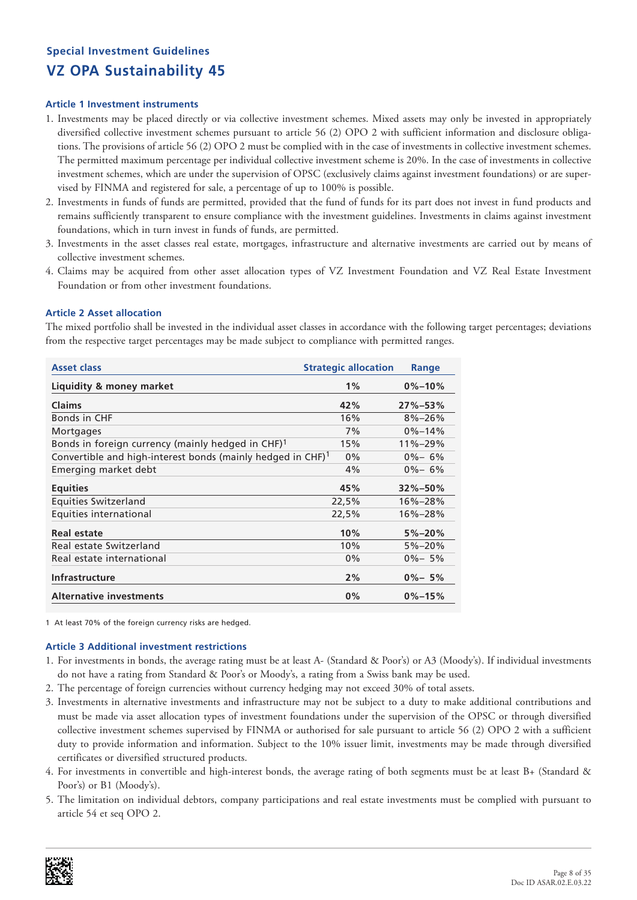## Special Investment Guidelines

# VZ OPA Sustainability 45

### Article 1 Investment instruments

1. Investments may be placed directly or via collective investment schemes. Mixed assets may only be invested in appropriately diversified collective investment schemes pursuant to article 56 (2) OPO 2 with sufficient information and disclosure obligations. The provisions of article 56 (2) OPO 2 must be complied with in the case of investments in collective investment schemes. The permitted maximum percentage per individual collective investment scheme is 20%. In the case of investments in collective investment schemes, which are under the supervision of OPSC (exclusively claims against investment foundations) or are supervised by FINMA and registered for sale, a percentage of up to 100% is possible.
2. Investments in funds of funds are permitted, provided that the fund of funds for its part does not invest in fund products and remains sufficiently transparent to ensure compliance with the investment guidelines. Investments in claims against investment foundations, which in turn invest in funds of funds, are permitted.
3. Investments in the asset classes real estate, mortgages, infrastructure and alternative investments are carried out by means of collective investment schemes.
4. Claims may be acquired from other asset allocation types of VZ Investment Foundation and VZ Real Estate Investment Foundation or from other investment foundations.

### Article 2 Asset allocation

The mixed portfolio shall be invested in the individual asset classes in accordance with the following target percentages; deviations from the respective target percentages may be made subject to compliance with permitted ranges.

| Asset class | Strategic allocation | Range |
|---|---|---|
| **Liquidity & money market** | **1%** | **0%–10%** |
| **Claims** | **42%** | **27%–53%** |
| Bonds in CHF | 16% | 8%–26% |
| Mortgages | 7% | 0%–14% |
| Bonds in foreign currency (mainly hedged in CHF)[1] | 15% | 11%–29% |
| Convertible and high-interest bonds (mainly hedged in CHF)[1] | 0% | 0%– 6% |
| Emerging market debt | 4% | 0%– 6% |
| **Equities** | **45%** | **32%–50%** |
| Equities Switzerland | 22,5% | 16%–28% |
| Equities international | 22,5% | 16%–28% |
| **Real estate** | **10%** | **5%–20%** |
| Real estate Switzerland | 10% | 5%–20% |
| Real estate international | 0% | 0%– 5% |
| **Infrastructure** | **2%** | **0%– 5%** |
| **Alternative investments** | **0%** | **0%–15%** |

1 At least 70% of the foreign currency risks are hedged.

### Article 3 Additional investment restrictions

1. For investments in bonds, the average rating must be at least A- (Standard & Poor's) or A3 (Moody's). If individual investments do not have a rating from Standard & Poor's or Moody's, a rating from a Swiss bank may be used.
2. The percentage of foreign currencies without currency hedging may not exceed 30% of total assets.
3. Investments in alternative investments and infrastructure may not be subject to a duty to make additional contributions and must be made via asset allocation types of investment foundations under the supervision of the OPSC or through diversified collective investment schemes supervised by FINMA or authorised for sale pursuant to article 56 (2) OPO 2 with a sufficient duty to provide information and information. Subject to the 10% issuer limit, investments may be made through diversified certificates or diversified structured products.
4. For investments in convertible and high-interest bonds, the average rating of both segments must be at least B+ (Standard & Poor's) or B1 (Moody's).
5. The limitation on individual debtors, company participations and real estate investments must be complied with pursuant to article 54 et seq OPO 2.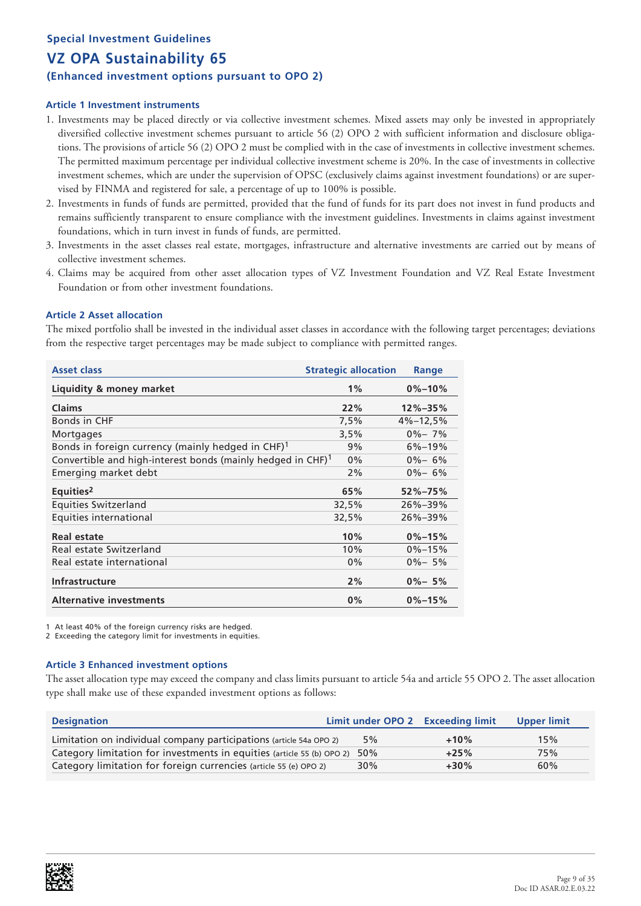## Special Investment Guidelines

# VZ OPA Sustainability 65

### (Enhanced investment options pursuant to OPO 2)

#### Article 1 Investment instruments

1. Investments may be placed directly or via collective investment schemes. Mixed assets may only be invested in appropriately diversified collective investment schemes pursuant to article 56 (2) OPO 2 with sufficient information and disclosure obligations. The provisions of article 56 (2) OPO 2 must be complied with in the case of investments in collective investment schemes. The permitted maximum percentage per individual collective investment scheme is 20%. In the case of investments in collective investment schemes, which are under the supervision of OPSC (exclusively claims against investment foundations) or are supervised by FINMA and registered for sale, a percentage of up to 100% is possible.
2. Investments in funds of funds are permitted, provided that the fund of funds for its part does not invest in fund products and remains sufficiently transparent to ensure compliance with the investment guidelines. Investments in claims against investment foundations, which in turn invest in funds of funds, are permitted.
3. Investments in the asset classes real estate, mortgages, infrastructure and alternative investments are carried out by means of collective investment schemes.
4. Claims may be acquired from other asset allocation types of VZ Investment Foundation and VZ Real Estate Investment Foundation or from other investment foundations.

#### Article 2 Asset allocation

The mixed portfolio shall be invested in the individual asset classes in accordance with the following target percentages; deviations from the respective target percentages may be made subject to compliance with permitted ranges.

| Asset class | Strategic allocation | Range |
|---|---|---|
| **Liquidity & money market** | **1%** | **0%–10%** |
| **Claims** | **22%** | **12%–35%** |
| Bonds in CHF | 7,5% | 4%–12,5% |
| Mortgages | 3,5% | 0%– 7% |
| Bonds in foreign currency (mainly hedged in CHF)[1] | 9% | 6%–19% |
| Convertible and high-interest bonds (mainly hedged in CHF)[1] | 0% | 0%– 6% |
| Emerging market debt | 2% | 0%– 6% |
| **Equities[2]** | **65%** | **52%–75%** |
| Equities Switzerland | 32,5% | 26%–39% |
| Equities international | 32,5% | 26%–39% |
| **Real estate** | **10%** | **0%–15%** |
| Real estate Switzerland | 10% | 0%–15% |
| Real estate international | 0% | 0%– 5% |
| **Infrastructure** | **2%** | **0%– 5%** |
| **Alternative investments** | **0%** | **0%–15%** |

1 At least 40% of the foreign currency risks are hedged.
2 Exceeding the category limit for investments in equities.

#### Article 3 Enhanced investment options

The asset allocation type may exceed the company and class limits pursuant to article 54a and article 55 OPO 2. The asset allocation type shall make use of these expanded investment options as follows:

| Designation | Limit under OPO 2 | Exceeding limit | Upper limit |
|---|---|---|---|
| Limitation on individual company participations (article 54a OPO 2) | 5% | **+10%** | 15% |
| Category limitation for investments in equities (article 55 (b) OPO 2) | 50% | **+25%** | 75% |
| Category limitation for foreign currencies (article 55 (e) OPO 2) | 30% | **+30%** | 60% |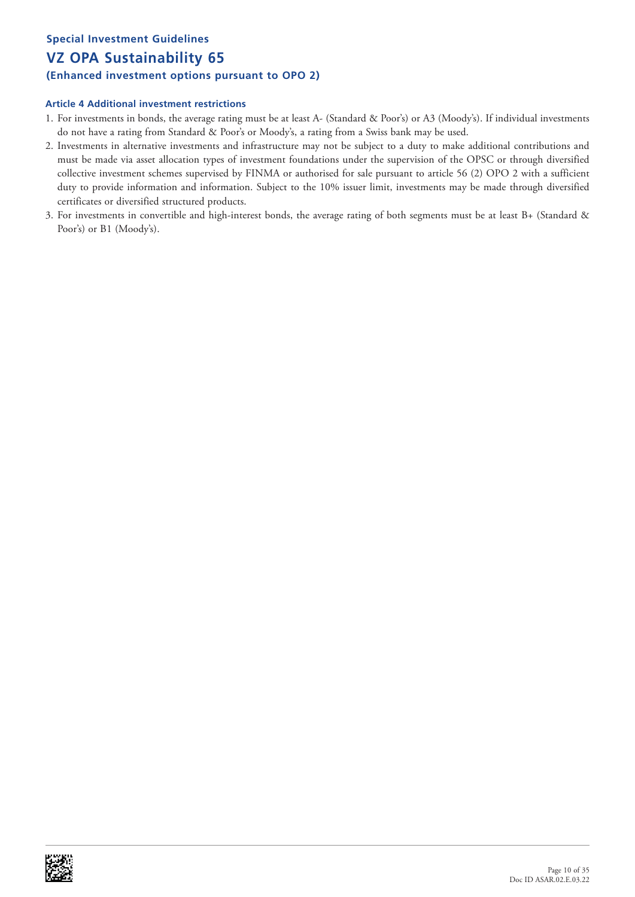**Special Investment Guidelines**

# VZ OPA Sustainability 65

**(Enhanced investment options pursuant to OPO 2)**

### Article 4 Additional investment restrictions

1. For investments in bonds, the average rating must be at least A- (Standard & Poor's) or A3 (Moody's). If individual investments do not have a rating from Standard & Poor's or Moody's, a rating from a Swiss bank may be used.
2. Investments in alternative investments and infrastructure may not be subject to a duty to make additional contributions and must be made via asset allocation types of investment foundations under the supervision of the OPSC or through diversified collective investment schemes supervised by FINMA or authorised for sale pursuant to article 56 (2) OPO 2 with a sufficient duty to provide information and information. Subject to the 10% issuer limit, investments may be made through diversified certificates or diversified structured products.
3. For investments in convertible and high-interest bonds, the average rating of both segments must be at least B+ (Standard & Poor's) or B1 (Moody's).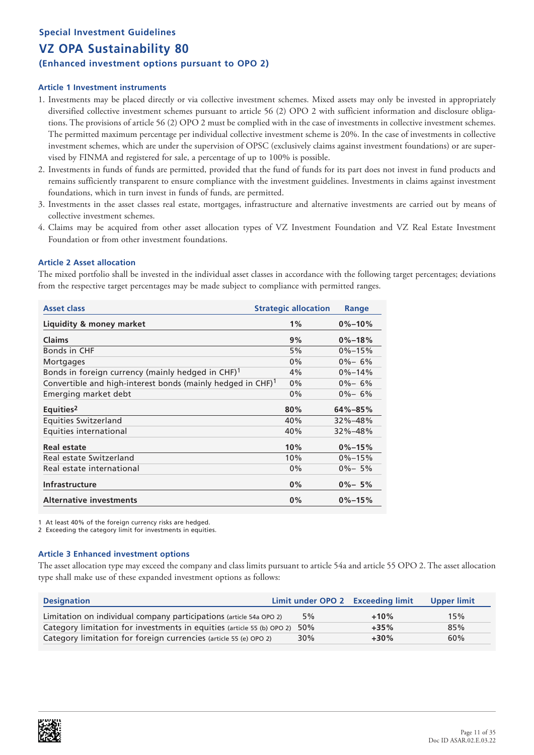**Special Investment Guidelines**

# VZ OPA Sustainability 80

**(Enhanced investment options pursuant to OPO 2)**

### Article 1 Investment instruments

1. Investments may be placed directly or via collective investment schemes. Mixed assets may only be invested in appropriately diversified collective investment schemes pursuant to article 56 (2) OPO 2 with sufficient information and disclosure obligations. The provisions of article 56 (2) OPO 2 must be complied with in the case of investments in collective investment schemes. The permitted maximum percentage per individual collective investment scheme is 20%. In the case of investments in collective investment schemes, which are under the supervision of OPSC (exclusively claims against investment foundations) or are supervised by FINMA and registered for sale, a percentage of up to 100% is possible.
2. Investments in funds of funds are permitted, provided that the fund of funds for its part does not invest in fund products and remains sufficiently transparent to ensure compliance with the investment guidelines. Investments in claims against investment foundations, which in turn invest in funds of funds, are permitted.
3. Investments in the asset classes real estate, mortgages, infrastructure and alternative investments are carried out by means of collective investment schemes.
4. Claims may be acquired from other asset allocation types of VZ Investment Foundation and VZ Real Estate Investment Foundation or from other investment foundations.

### Article 2 Asset allocation

The mixed portfolio shall be invested in the individual asset classes in accordance with the following target percentages; deviations from the respective target percentages may be made subject to compliance with permitted ranges.

| Asset class | Strategic allocation | Range |
|---|---|---|
| **Liquidity & money market** | **1%** | **0%–10%** |
| **Claims** | **9%** | **0%–18%** |
| Bonds in CHF | 5% | 0%–15% |
| Mortgages | 0% | 0%– 6% |
| Bonds in foreign currency (mainly hedged in CHF)[1] | 4% | 0%–14% |
| Convertible and high-interest bonds (mainly hedged in CHF)[1] | 0% | 0%– 6% |
| Emerging market debt | 0% | 0%– 6% |
| **Equities[2]** | **80%** | **64%–85%** |
| Equities Switzerland | 40% | 32%–48% |
| Equities international | 40% | 32%–48% |
| **Real estate** | **10%** | **0%–15%** |
| Real estate Switzerland | 10% | 0%–15% |
| Real estate international | 0% | 0%– 5% |
| **Infrastructure** | **0%** | **0%– 5%** |
| **Alternative investments** | **0%** | **0%–15%** |

1 At least 40% of the foreign currency risks are hedged.
2 Exceeding the category limit for investments in equities.

### Article 3 Enhanced investment options

The asset allocation type may exceed the company and class limits pursuant to article 54a and article 55 OPO 2. The asset allocation type shall make use of these expanded investment options as follows:

| Designation | Limit under OPO 2 | Exceeding limit | Upper limit |
|---|---|---|---|
| Limitation on individual company participations (article 54a OPO 2) | 5% | **+10%** | 15% |
| Category limitation for investments in equities (article 55 (b) OPO 2) | 50% | **+35%** | 85% |
| Category limitation for foreign currencies (article 55 (e) OPO 2) | 30% | **+30%** | 60% |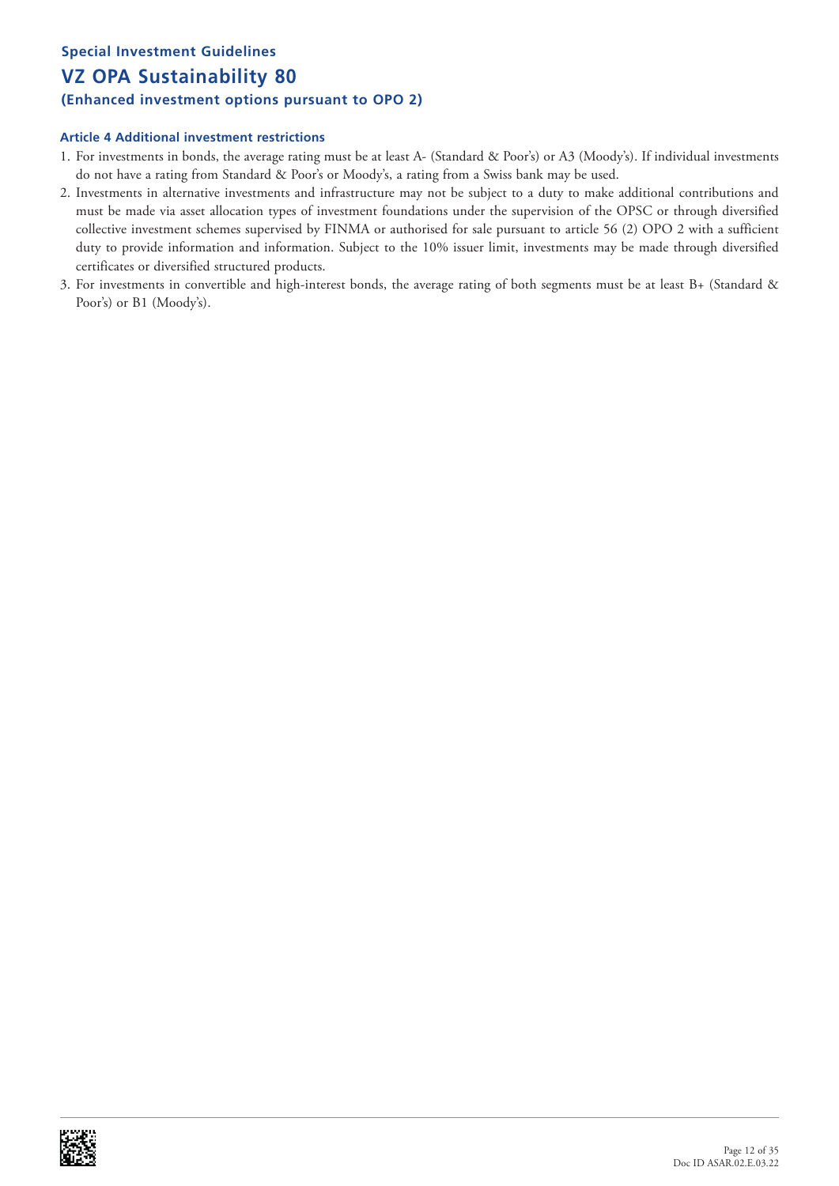**Special Investment Guidelines**

# VZ OPA Sustainability 80

**(Enhanced investment options pursuant to OPO 2)**

### Article 4 Additional investment restrictions

1. For investments in bonds, the average rating must be at least A- (Standard & Poor's) or A3 (Moody's). If individual investments do not have a rating from Standard & Poor's or Moody's, a rating from a Swiss bank may be used.
2. Investments in alternative investments and infrastructure may not be subject to a duty to make additional contributions and must be made via asset allocation types of investment foundations under the supervision of the OPSC or through diversified collective investment schemes supervised by FINMA or authorised for sale pursuant to article 56 (2) OPO 2 with a sufficient duty to provide information and information. Subject to the 10% issuer limit, investments may be made through diversified certificates or diversified structured products.
3. For investments in convertible and high-interest bonds, the average rating of both segments must be at least B+ (Standard & Poor's) or B1 (Moody's).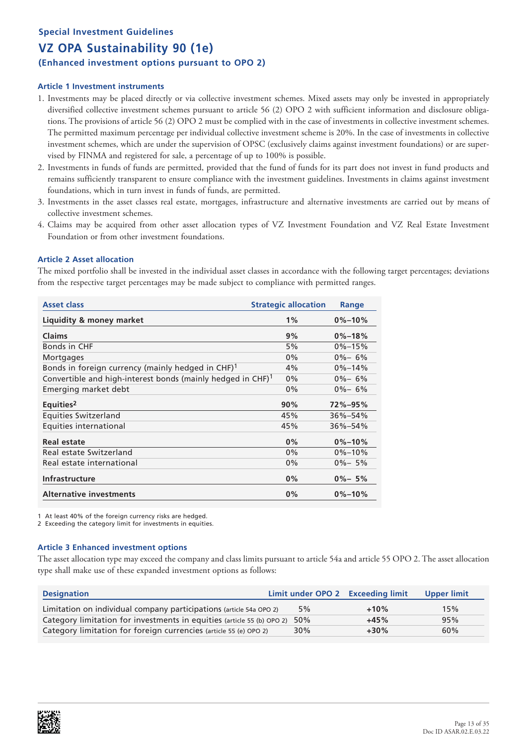**Special Investment Guidelines**

# VZ OPA Sustainability 90 (1e)

**(Enhanced investment options pursuant to OPO 2)**

### Article 1 Investment instruments

1. Investments may be placed directly or via collective investment schemes. Mixed assets may only be invested in appropriately diversified collective investment schemes pursuant to article 56 (2) OPO 2 with sufficient information and disclosure obligations. The provisions of article 56 (2) OPO 2 must be complied with in the case of investments in collective investment schemes. The permitted maximum percentage per individual collective investment scheme is 20%. In the case of investments in collective investment schemes, which are under the supervision of OPSC (exclusively claims against investment foundations) or are supervised by FINMA and registered for sale, a percentage of up to 100% is possible.
2. Investments in funds of funds are permitted, provided that the fund of funds for its part does not invest in fund products and remains sufficiently transparent to ensure compliance with the investment guidelines. Investments in claims against investment foundations, which in turn invest in funds of funds, are permitted.
3. Investments in the asset classes real estate, mortgages, infrastructure and alternative investments are carried out by means of collective investment schemes.
4. Claims may be acquired from other asset allocation types of VZ Investment Foundation and VZ Real Estate Investment Foundation or from other investment foundations.

### Article 2 Asset allocation

The mixed portfolio shall be invested in the individual asset classes in accordance with the following target percentages; deviations from the respective target percentages may be made subject to compliance with permitted ranges.

| Asset class | Strategic allocation | Range |
|---|---|---|
| **Liquidity & money market** | **1%** | **0%–10%** |
| **Claims** | **9%** | **0%–18%** |
| Bonds in CHF | 5% | 0%–15% |
| Mortgages | 0% | 0%– 6% |
| Bonds in foreign currency (mainly hedged in CHF)[1] | 4% | 0%–14% |
| Convertible and high-interest bonds (mainly hedged in CHF)[1] | 0% | 0%– 6% |
| Emerging market debt | 0% | 0%– 6% |
| **Equities[2]** | **90%** | **72%–95%** |
| Equities Switzerland | 45% | 36%–54% |
| Equities international | 45% | 36%–54% |
| **Real estate** | **0%** | **0%–10%** |
| Real estate Switzerland | 0% | 0%–10% |
| Real estate international | 0% | 0%– 5% |
| **Infrastructure** | **0%** | **0%– 5%** |
| **Alternative investments** | **0%** | **0%–10%** |

1 At least 40% of the foreign currency risks are hedged.
2 Exceeding the category limit for investments in equities.

### Article 3 Enhanced investment options

The asset allocation type may exceed the company and class limits pursuant to article 54a and article 55 OPO 2. The asset allocation type shall make use of these expanded investment options as follows:

| Designation | Limit under OPO 2 | Exceeding limit | Upper limit |
|---|---|---|---|
| Limitation on individual company participations (article 54a OPO 2) | 5% | **+10%** | 15% |
| Category limitation for investments in equities (article 55 (b) OPO 2) | 50% | **+45%** | 95% |
| Category limitation for foreign currencies (article 55 (e) OPO 2) | 30% | **+30%** | 60% |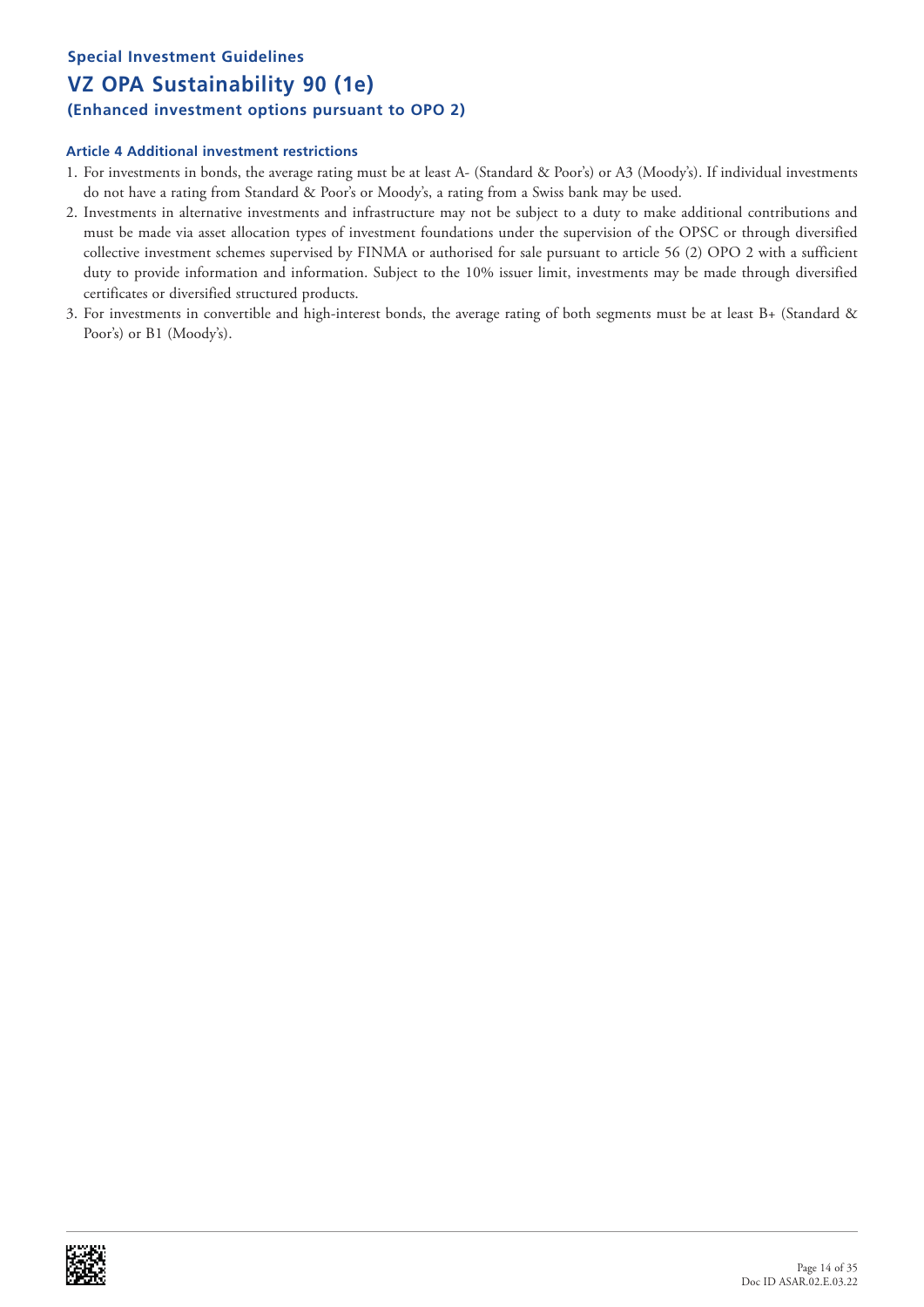**Special Investment Guidelines**

# VZ OPA Sustainability 90 (1e)

**(Enhanced investment options pursuant to OPO 2)**

### Article 4 Additional investment restrictions

1. For investments in bonds, the average rating must be at least A- (Standard & Poor's) or A3 (Moody's). If individual investments do not have a rating from Standard & Poor's or Moody's, a rating from a Swiss bank may be used.
2. Investments in alternative investments and infrastructure may not be subject to a duty to make additional contributions and must be made via asset allocation types of investment foundations under the supervision of the OPSC or through diversified collective investment schemes supervised by FINMA or authorised for sale pursuant to article 56 (2) OPO 2 with a sufficient duty to provide information and information. Subject to the 10% issuer limit, investments may be made through diversified certificates or diversified structured products.
3. For investments in convertible and high-interest bonds, the average rating of both segments must be at least B+ (Standard & Poor's) or B1 (Moody's).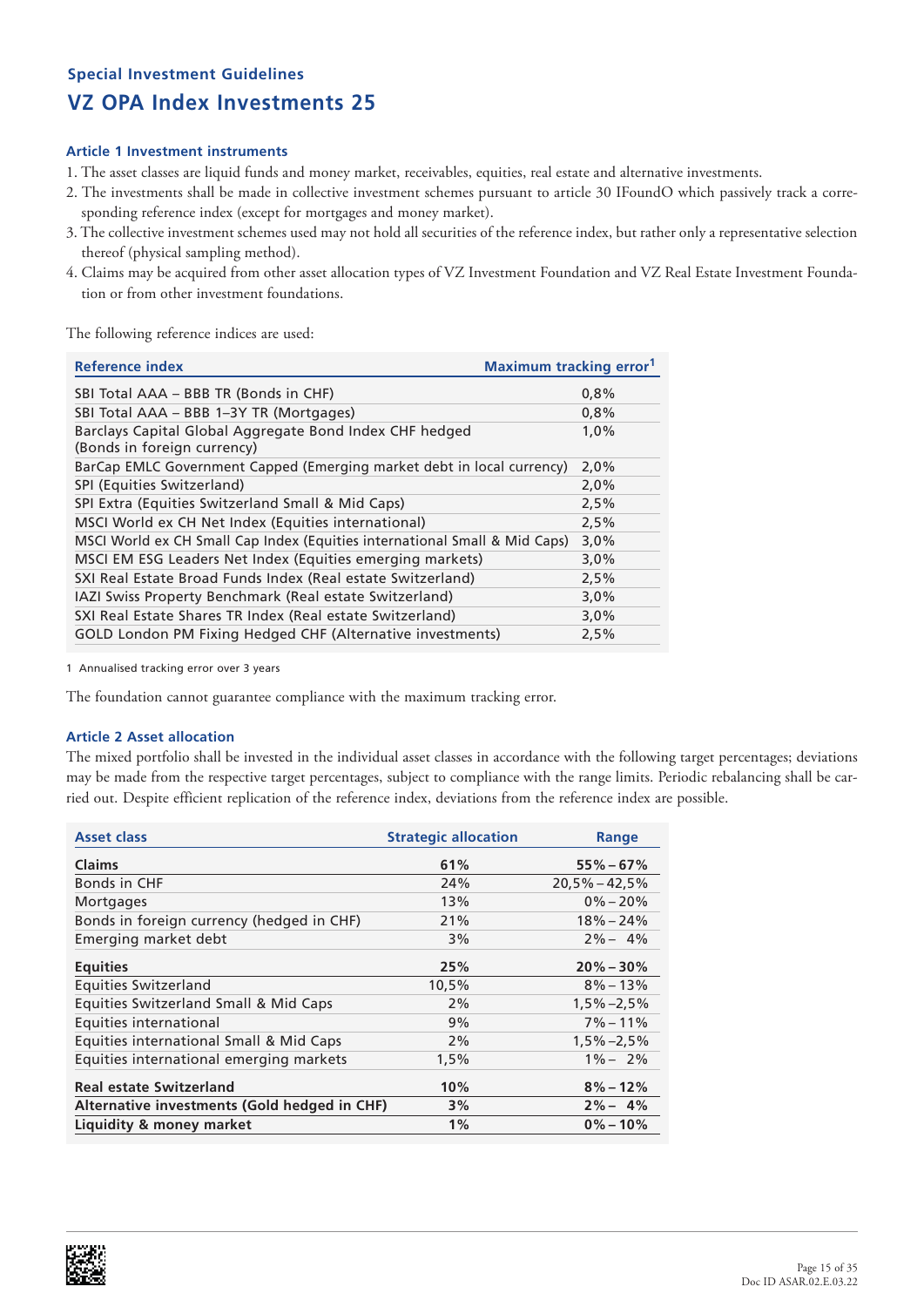## Special Investment Guidelines

# VZ OPA Index Investments 25

### Article 1 Investment instruments

1. The asset classes are liquid funds and money market, receivables, equities, real estate and alternative investments.
2. The investments shall be made in collective investment schemes pursuant to article 30 IFoundO which passively track a corresponding reference index (except for mortgages and money market).
3. The collective investment schemes used may not hold all securities of the reference index, but rather only a representative selection thereof (physical sampling method).
4. Claims may be acquired from other asset allocation types of VZ Investment Foundation and VZ Real Estate Investment Foundation or from other investment foundations.

The following reference indices are used:

| Reference index | Maximum tracking error[1] |
|---|---|
| SBI Total AAA – BBB TR (Bonds in CHF) | 0,8% |
| SBI Total AAA – BBB 1–3Y TR (Mortgages) | 0,8% |
| Barclays Capital Global Aggregate Bond Index CHF hedged (Bonds in foreign currency) | 1,0% |
| BarCap EMLC Government Capped (Emerging market debt in local currency) | 2,0% |
| SPI (Equities Switzerland) | 2,0% |
| SPI Extra (Equities Switzerland Small & Mid Caps) | 2,5% |
| MSCI World ex CH Net Index (Equities international) | 2,5% |
| MSCI World ex CH Small Cap Index (Equities international Small & Mid Caps) | 3,0% |
| MSCI EM ESG Leaders Net Index (Equities emerging markets) | 3,0% |
| SXI Real Estate Broad Funds Index (Real estate Switzerland) | 2,5% |
| IAZI Swiss Property Benchmark (Real estate Switzerland) | 3,0% |
| SXI Real Estate Shares TR Index (Real estate Switzerland) | 3,0% |
| GOLD London PM Fixing Hedged CHF (Alternative investments) | 2,5% |

1 Annualised tracking error over 3 years

The foundation cannot guarantee compliance with the maximum tracking error.

### Article 2 Asset allocation

The mixed portfolio shall be invested in the individual asset classes in accordance with the following target percentages; deviations may be made from the respective target percentages, subject to compliance with the range limits. Periodic rebalancing shall be carried out. Despite efficient replication of the reference index, deviations from the reference index are possible.

| Asset class | Strategic allocation | Range |
|---|---|---|
| **Claims** | **61%** | **55% – 67%** |
| Bonds in CHF | 24% | 20,5% – 42,5% |
| Mortgages | 13% | 0% – 20% |
| Bonds in foreign currency (hedged in CHF) | 21% | 18% – 24% |
| Emerging market debt | 3% | 2% – 4% |
| **Equities** | **25%** | **20% – 30%** |
| Equities Switzerland | 10,5% | 8% – 13% |
| Equities Switzerland Small & Mid Caps | 2% | 1,5% –2,5% |
| Equities international | 9% | 7% – 11% |
| Equities international Small & Mid Caps | 2% | 1,5% –2,5% |
| Equities international emerging markets | 1,5% | 1% – 2% |
| **Real estate Switzerland** | **10%** | **8% – 12%** |
| **Alternative investments (Gold hedged in CHF)** | **3%** | **2% – 4%** |
| **Liquidity & money market** | **1%** | **0% – 10%** |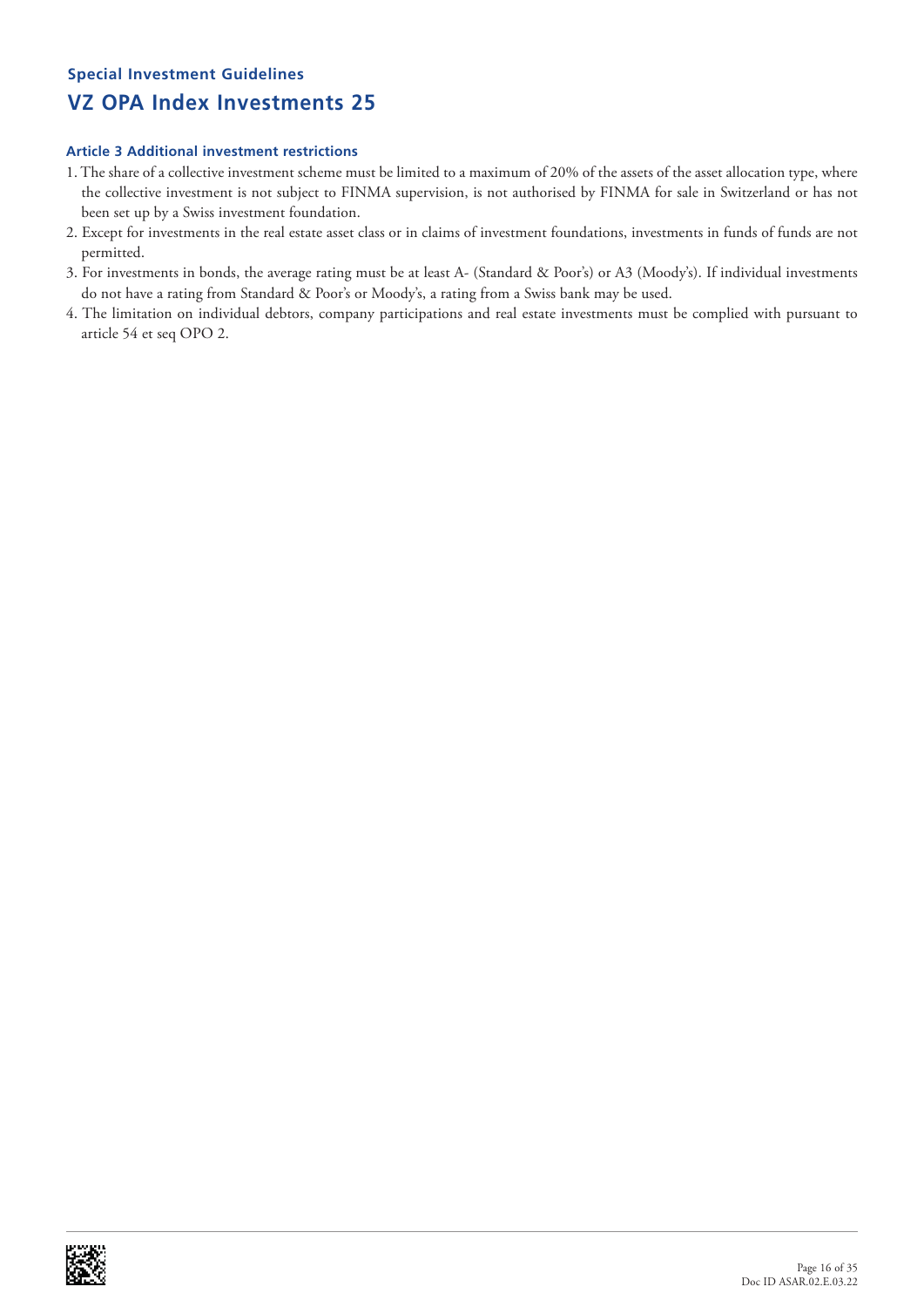**Special Investment Guidelines**

# VZ OPA Index Investments 25

### Article 3 Additional investment restrictions

1. The share of a collective investment scheme must be limited to a maximum of 20% of the assets of the asset allocation type, where the collective investment is not subject to FINMA supervision, is not authorised by FINMA for sale in Switzerland or has not been set up by a Swiss investment foundation.
2. Except for investments in the real estate asset class or in claims of investment foundations, investments in funds of funds are not permitted.
3. For investments in bonds, the average rating must be at least A- (Standard & Poor's) or A3 (Moody's). If individual investments do not have a rating from Standard & Poor's or Moody's, a rating from a Swiss bank may be used.
4. The limitation on individual debtors, company participations and real estate investments must be complied with pursuant to article 54 et seq OPO 2.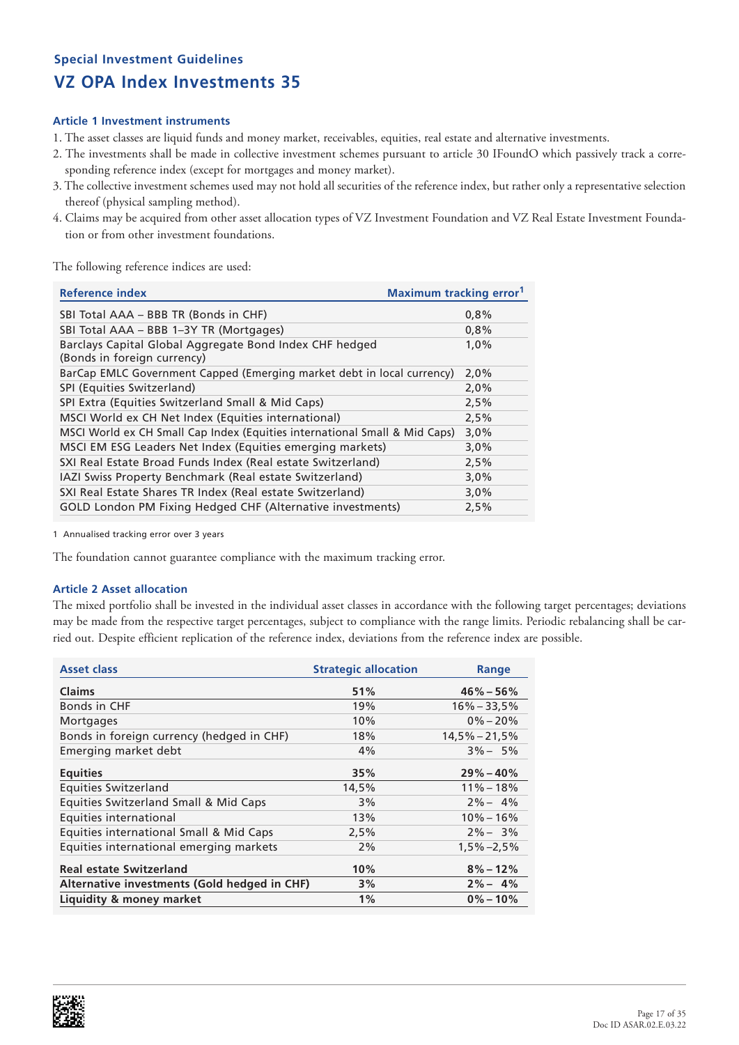## Special Investment Guidelines

# VZ OPA Index Investments 35

### Article 1 Investment instruments

1. The asset classes are liquid funds and money market, receivables, equities, real estate and alternative investments.
2. The investments shall be made in collective investment schemes pursuant to article 30 IFoundO which passively track a corresponding reference index (except for mortgages and money market).
3. The collective investment schemes used may not hold all securities of the reference index, but rather only a representative selection thereof (physical sampling method).
4. Claims may be acquired from other asset allocation types of VZ Investment Foundation and VZ Real Estate Investment Foundation or from other investment foundations.

The following reference indices are used:

| Reference index | Maximum tracking error[1] |
|---|---|
| SBI Total AAA – BBB TR (Bonds in CHF) | 0,8% |
| SBI Total AAA – BBB 1–3Y TR (Mortgages) | 0,8% |
| Barclays Capital Global Aggregate Bond Index CHF hedged (Bonds in foreign currency) | 1,0% |
| BarCap EMLC Government Capped (Emerging market debt in local currency) | 2,0% |
| SPI (Equities Switzerland) | 2,0% |
| SPI Extra (Equities Switzerland Small & Mid Caps) | 2,5% |
| MSCI World ex CH Net Index (Equities international) | 2,5% |
| MSCI World ex CH Small Cap Index (Equities international Small & Mid Caps) | 3,0% |
| MSCI EM ESG Leaders Net Index (Equities emerging markets) | 3,0% |
| SXI Real Estate Broad Funds Index (Real estate Switzerland) | 2,5% |
| IAZI Swiss Property Benchmark (Real estate Switzerland) | 3,0% |
| SXI Real Estate Shares TR Index (Real estate Switzerland) | 3,0% |
| GOLD London PM Fixing Hedged CHF (Alternative investments) | 2,5% |

1 Annualised tracking error over 3 years

The foundation cannot guarantee compliance with the maximum tracking error.

### Article 2 Asset allocation

The mixed portfolio shall be invested in the individual asset classes in accordance with the following target percentages; deviations may be made from the respective target percentages, subject to compliance with the range limits. Periodic rebalancing shall be carried out. Despite efficient replication of the reference index, deviations from the reference index are possible.

| Asset class | Strategic allocation | Range |
|---|---|---|
| **Claims** | **51%** | **46% – 56%** |
| Bonds in CHF | 19% | 16% – 33,5% |
| Mortgages | 10% | 0% – 20% |
| Bonds in foreign currency (hedged in CHF) | 18% | 14,5% – 21,5% |
| Emerging market debt | 4% | 3% – 5% |
| **Equities** | **35%** | **29% – 40%** |
| Equities Switzerland | 14,5% | 11% – 18% |
| Equities Switzerland Small & Mid Caps | 3% | 2% – 4% |
| Equities international | 13% | 10% – 16% |
| Equities international Small & Mid Caps | 2,5% | 2% – 3% |
| Equities international emerging markets | 2% | 1,5% –2,5% |
| **Real estate Switzerland** | **10%** | **8% – 12%** |
| **Alternative investments (Gold hedged in CHF)** | **3%** | **2% – 4%** |
| **Liquidity & money market** | **1%** | **0% – 10%** |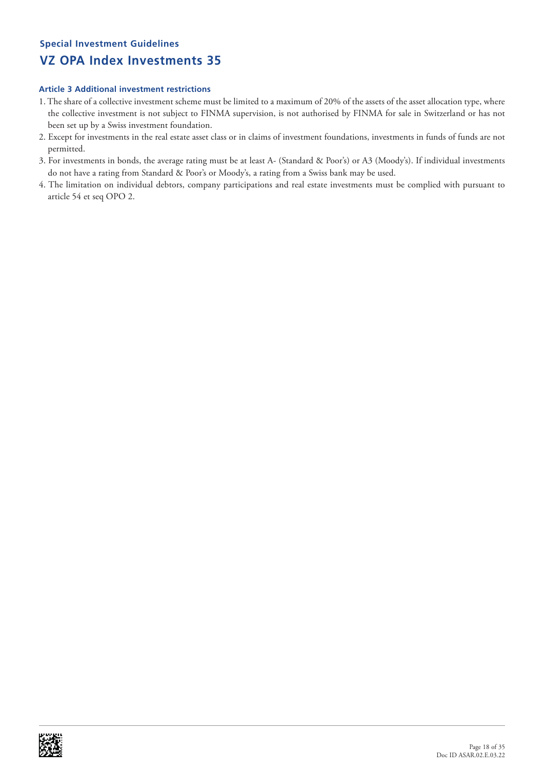## Special Investment Guidelines

# VZ OPA Index Investments 35

### Article 3 Additional investment restrictions

1. The share of a collective investment scheme must be limited to a maximum of 20% of the assets of the asset allocation type, where the collective investment is not subject to FINMA supervision, is not authorised by FINMA for sale in Switzerland or has not been set up by a Swiss investment foundation.
2. Except for investments in the real estate asset class or in claims of investment foundations, investments in funds of funds are not permitted.
3. For investments in bonds, the average rating must be at least A- (Standard & Poor's) or A3 (Moody's). If individual investments do not have a rating from Standard & Poor's or Moody's, a rating from a Swiss bank may be used.
4. The limitation on individual debtors, company participations and real estate investments must be complied with pursuant to article 54 et seq OPO 2.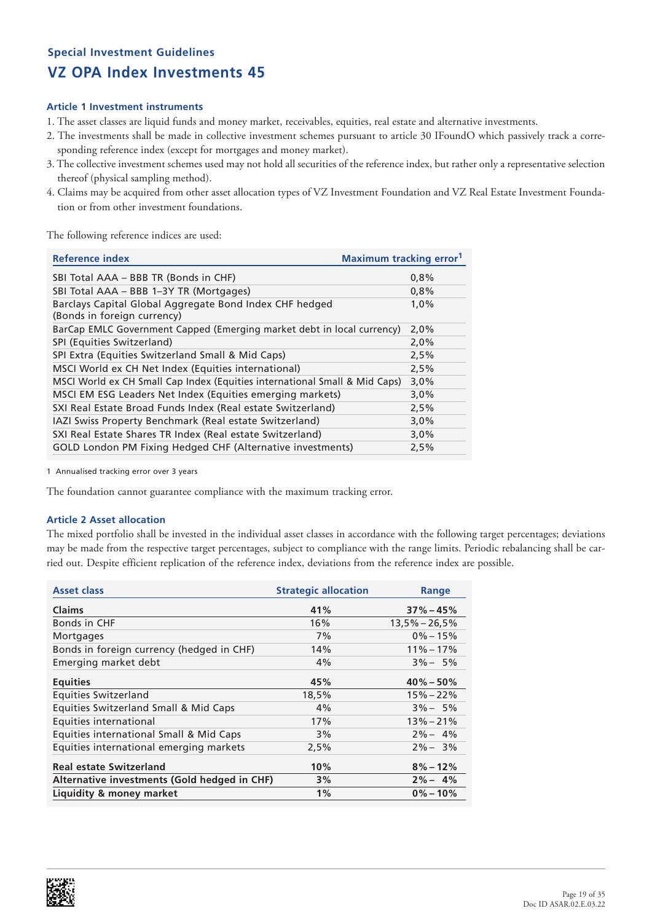### Special Investment Guidelines

# VZ OPA Index Investments 45

#### Article 1 Investment instruments

1. The asset classes are liquid funds and money market, receivables, equities, real estate and alternative investments.
2. The investments shall be made in collective investment schemes pursuant to article 30 IFoundO which passively track a corresponding reference index (except for mortgages and money market).
3. The collective investment schemes used may not hold all securities of the reference index, but rather only a representative selection thereof (physical sampling method).
4. Claims may be acquired from other asset allocation types of VZ Investment Foundation and VZ Real Estate Investment Foundation or from other investment foundations.

The following reference indices are used:

| Reference index | Maximum tracking error[1] |
|---|---|
| SBI Total AAA – BBB TR (Bonds in CHF) | 0,8% |
| SBI Total AAA – BBB 1–3Y TR (Mortgages) | 0,8% |
| Barclays Capital Global Aggregate Bond Index CHF hedged (Bonds in foreign currency) | 1,0% |
| BarCap EMLC Government Capped (Emerging market debt in local currency) | 2,0% |
| SPI (Equities Switzerland) | 2,0% |
| SPI Extra (Equities Switzerland Small & Mid Caps) | 2,5% |
| MSCI World ex CH Net Index (Equities international) | 2,5% |
| MSCI World ex CH Small Cap Index (Equities international Small & Mid Caps) | 3,0% |
| MSCI EM ESG Leaders Net Index (Equities emerging markets) | 3,0% |
| SXI Real Estate Broad Funds Index (Real estate Switzerland) | 2,5% |
| IAZI Swiss Property Benchmark (Real estate Switzerland) | 3,0% |
| SXI Real Estate Shares TR Index (Real estate Switzerland) | 3,0% |
| GOLD London PM Fixing Hedged CHF (Alternative investments) | 2,5% |

1 Annualised tracking error over 3 years

The foundation cannot guarantee compliance with the maximum tracking error.

#### Article 2 Asset allocation

The mixed portfolio shall be invested in the individual asset classes in accordance with the following target percentages; deviations may be made from the respective target percentages, subject to compliance with the range limits. Periodic rebalancing shall be carried out. Despite efficient replication of the reference index, deviations from the reference index are possible.

| Asset class | Strategic allocation | Range |
|---|---|---|
| **Claims** | **41%** | **37% – 45%** |
| Bonds in CHF | 16% | 13,5% – 26,5% |
| Mortgages | 7% | 0% – 15% |
| Bonds in foreign currency (hedged in CHF) | 14% | 11% – 17% |
| Emerging market debt | 4% | 3% – 5% |
| **Equities** | **45%** | **40% – 50%** |
| Equities Switzerland | 18,5% | 15% – 22% |
| Equities Switzerland Small & Mid Caps | 4% | 3% – 5% |
| Equities international | 17% | 13% – 21% |
| Equities international Small & Mid Caps | 3% | 2% – 4% |
| Equities international emerging markets | 2,5% | 2% – 3% |
| **Real estate Switzerland** | **10%** | **8% – 12%** |
| **Alternative investments (Gold hedged in CHF)** | **3%** | **2% – 4%** |
| **Liquidity & money market** | **1%** | **0% – 10%** |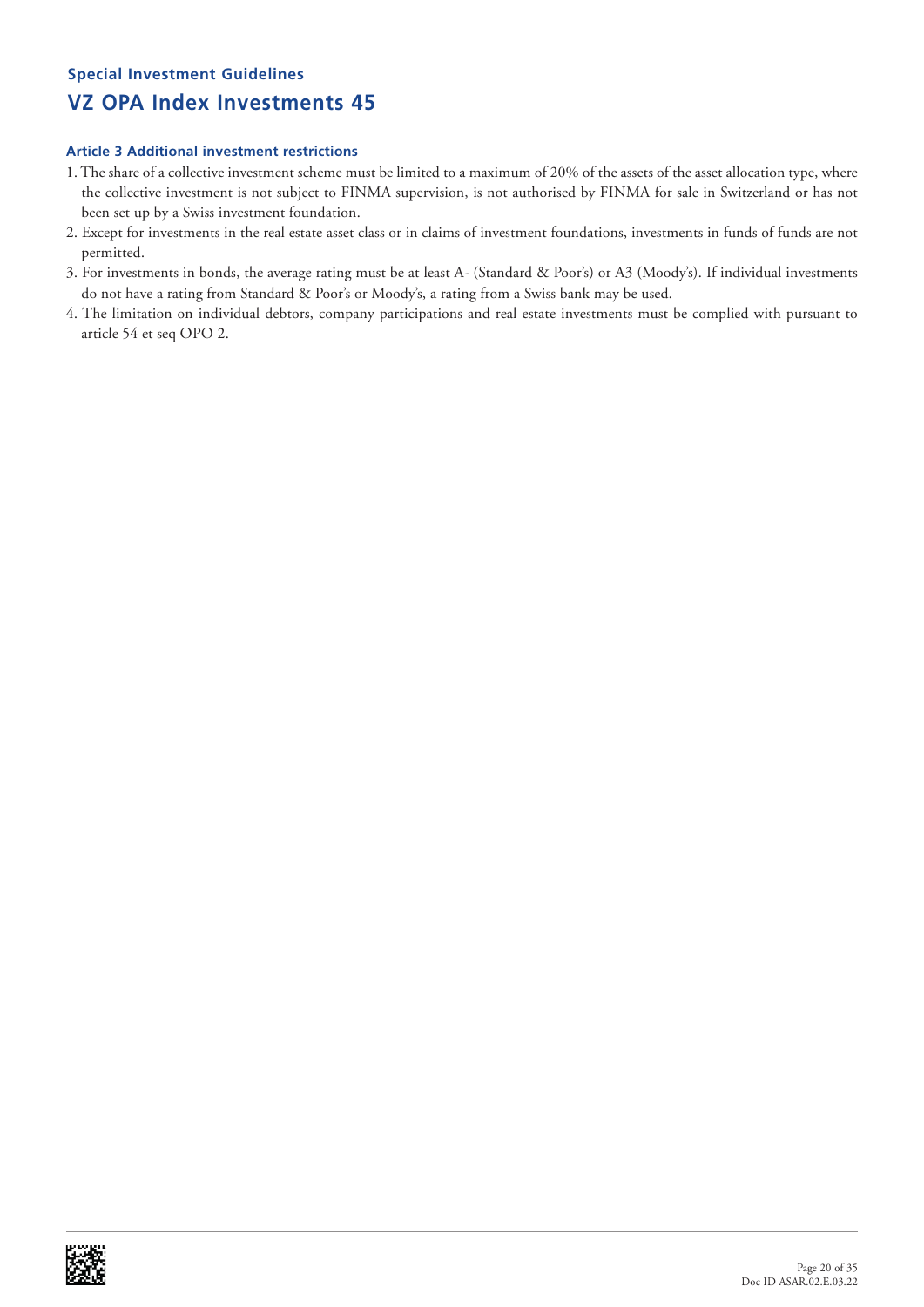Special Investment Guidelines

# VZ OPA Index Investments 45

### Article 3 Additional investment restrictions

1. The share of a collective investment scheme must be limited to a maximum of 20% of the assets of the asset allocation type, where the collective investment is not subject to FINMA supervision, is not authorised by FINMA for sale in Switzerland or has not been set up by a Swiss investment foundation.
2. Except for investments in the real estate asset class or in claims of investment foundations, investments in funds of funds are not permitted.
3. For investments in bonds, the average rating must be at least A- (Standard & Poor's) or A3 (Moody's). If individual investments do not have a rating from Standard & Poor's or Moody's, a rating from a Swiss bank may be used.
4. The limitation on individual debtors, company participations and real estate investments must be complied with pursuant to article 54 et seq OPO 2.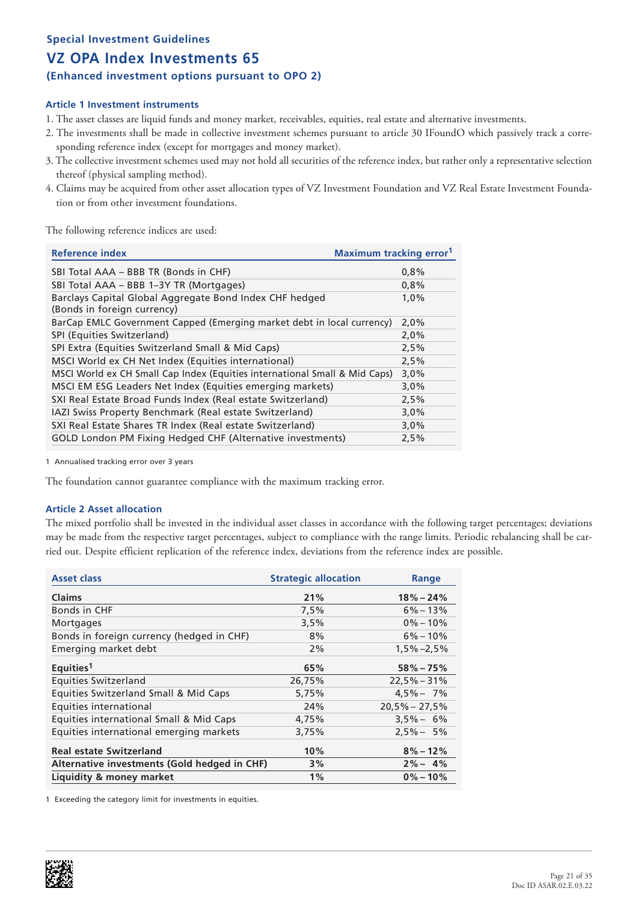### Special Investment Guidelines

## VZ OPA Index Investments 65

### (Enhanced investment options pursuant to OPO 2)

#### Article 1 Investment instruments

1. The asset classes are liquid funds and money market, receivables, equities, real estate and alternative investments.
2. The investments shall be made in collective investment schemes pursuant to article 30 IFoundO which passively track a corresponding reference index (except for mortgages and money market).
3. The collective investment schemes used may not hold all securities of the reference index, but rather only a representative selection thereof (physical sampling method).
4. Claims may be acquired from other asset allocation types of VZ Investment Foundation and VZ Real Estate Investment Foundation or from other investment foundations.

The following reference indices are used:

| Reference index | Maximum tracking error[1] |
|---|---|
| SBI Total AAA – BBB TR (Bonds in CHF) | 0,8% |
| SBI Total AAA – BBB 1–3Y TR (Mortgages) | 0,8% |
| Barclays Capital Global Aggregate Bond Index CHF hedged (Bonds in foreign currency) | 1,0% |
| BarCap EMLC Government Capped (Emerging market debt in local currency) | 2,0% |
| SPI (Equities Switzerland) | 2,0% |
| SPI Extra (Equities Switzerland Small & Mid Caps) | 2,5% |
| MSCI World ex CH Net Index (Equities international) | 2,5% |
| MSCI World ex CH Small Cap Index (Equities international Small & Mid Caps) | 3,0% |
| MSCI EM ESG Leaders Net Index (Equities emerging markets) | 3,0% |
| SXI Real Estate Broad Funds Index (Real estate Switzerland) | 2,5% |
| IAZI Swiss Property Benchmark (Real estate Switzerland) | 3,0% |
| SXI Real Estate Shares TR Index (Real estate Switzerland) | 3,0% |
| GOLD London PM Fixing Hedged CHF (Alternative investments) | 2,5% |

1 Annualised tracking error over 3 years

The foundation cannot guarantee compliance with the maximum tracking error.

#### Article 2 Asset allocation

The mixed portfolio shall be invested in the individual asset classes in accordance with the following target percentages; deviations may be made from the respective target percentages, subject to compliance with the range limits. Periodic rebalancing shall be carried out. Despite efficient replication of the reference index, deviations from the reference index are possible.

| Asset class | Strategic allocation | Range |
|---|---|---|
| **Claims** | **21%** | **18% – 24%** |
| Bonds in CHF | 7,5% | 6% – 13% |
| Mortgages | 3,5% | 0% – 10% |
| Bonds in foreign currency (hedged in CHF) | 8% | 6% – 10% |
| Emerging market debt | 2% | 1,5% – 2,5% |
| **Equities[1]** | **65%** | **58% – 75%** |
| Equities Switzerland | 26,75% | 22,5% – 31% |
| Equities Switzerland Small & Mid Caps | 5,75% | 4,5% – 7% |
| Equities international | 24% | 20,5% – 27,5% |
| Equities international Small & Mid Caps | 4,75% | 3,5% – 6% |
| Equities international emerging markets | 3,75% | 2,5% – 5% |
| **Real estate Switzerland** | **10%** | **8% – 12%** |
| **Alternative investments (Gold hedged in CHF)** | **3%** | **2% – 4%** |
| **Liquidity & money market** | **1%** | **0% – 10%** |

1 Exceeding the category limit for investments in equities.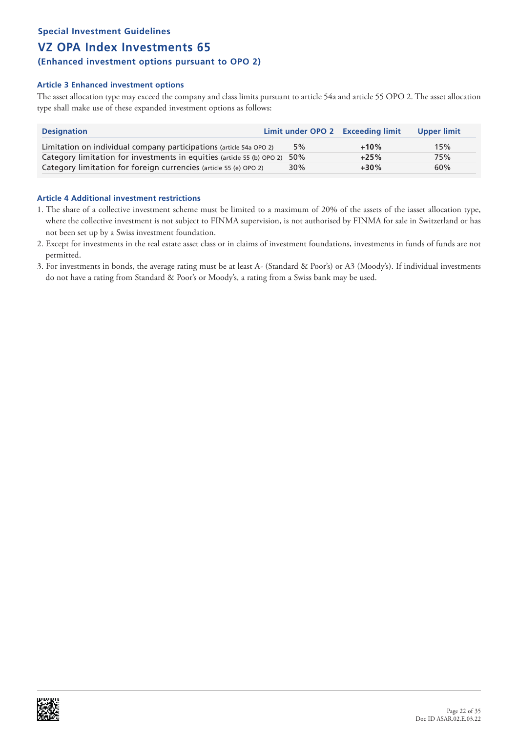## Special Investment Guidelines

# VZ OPA Index Investments 65

### (Enhanced investment options pursuant to OPO 2)

#### Article 3 Enhanced investment options

The asset allocation type may exceed the company and class limits pursuant to article 54a and article 55 OPO 2. The asset allocation type shall make use of these expanded investment options as follows:

| Designation | Limit under OPO 2 | Exceeding limit | Upper limit |
|---|---|---|---|
| Limitation on individual company participations (article 54a OPO 2) | 5% | **+10%** | 15% |
| Category limitation for investments in equities (article 55 (b) OPO 2) | 50% | **+25%** | 75% |
| Category limitation for foreign currencies (article 55 (e) OPO 2) | 30% | **+30%** | 60% |

#### Article 4 Additional investment restrictions

1. The share of a collective investment scheme must be limited to a maximum of 20% of the assets of the iasset allocation type, where the collective investment is not subject to FINMA supervision, is not authorised by FINMA for sale in Switzerland or has not been set up by a Swiss investment foundation.
2. Except for investments in the real estate asset class or in claims of investment foundations, investments in funds of funds are not permitted.
3. For investments in bonds, the average rating must be at least A- (Standard & Poor's) or A3 (Moody's). If individual investments do not have a rating from Standard & Poor's or Moody's, a rating from a Swiss bank may be used.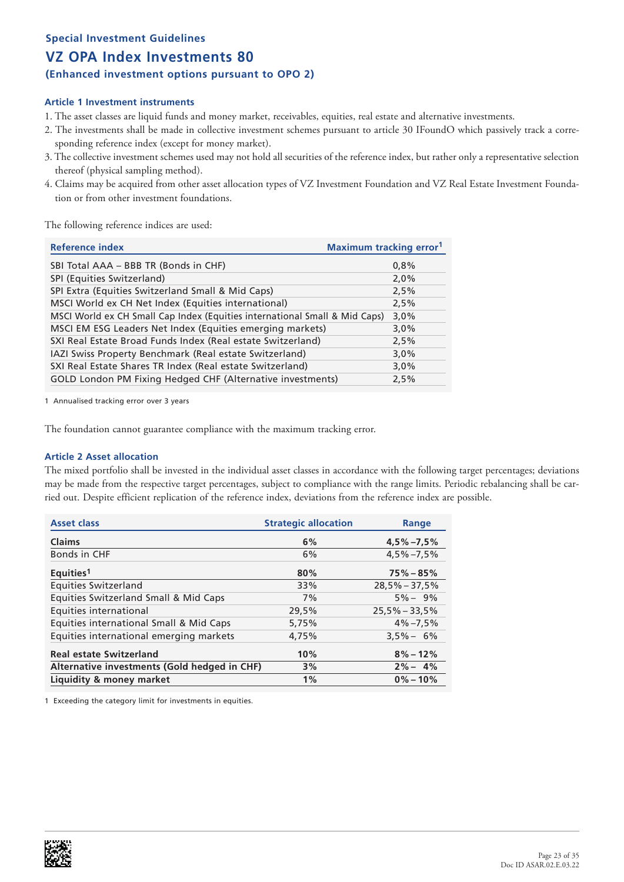## Special Investment Guidelines

# VZ OPA Index Investments 80

### (Enhanced investment options pursuant to OPO 2)

#### Article 1 Investment instruments

1. The asset classes are liquid funds and money market, receivables, equities, real estate and alternative investments.
2. The investments shall be made in collective investment schemes pursuant to article 30 IFoundO which passively track a corresponding reference index (except for money market).
3. The collective investment schemes used may not hold all securities of the reference index, but rather only a representative selection thereof (physical sampling method).
4. Claims may be acquired from other asset allocation types of VZ Investment Foundation and VZ Real Estate Investment Foundation or from other investment foundations.

The following reference indices are used:

| Reference index | Maximum tracking error[1] |
|---|---|
| SBI Total AAA – BBB TR (Bonds in CHF) | 0,8% |
| SPI (Equities Switzerland) | 2,0% |
| SPI Extra (Equities Switzerland Small & Mid Caps) | 2,5% |
| MSCI World ex CH Net Index (Equities international) | 2,5% |
| MSCI World ex CH Small Cap Index (Equities international Small & Mid Caps) | 3,0% |
| MSCI EM ESG Leaders Net Index (Equities emerging markets) | 3,0% |
| SXI Real Estate Broad Funds Index (Real estate Switzerland) | 2,5% |
| IAZI Swiss Property Benchmark (Real estate Switzerland) | 3,0% |
| SXI Real Estate Shares TR Index (Real estate Switzerland) | 3,0% |
| GOLD London PM Fixing Hedged CHF (Alternative investments) | 2,5% |

1 Annualised tracking error over 3 years

The foundation cannot guarantee compliance with the maximum tracking error.

#### Article 2 Asset allocation

The mixed portfolio shall be invested in the individual asset classes in accordance with the following target percentages; deviations may be made from the respective target percentages, subject to compliance with the range limits. Periodic rebalancing shall be carried out. Despite efficient replication of the reference index, deviations from the reference index are possible.

| Asset class | Strategic allocation | Range |
|---|---|---|
| **Claims** | **6%** | **4,5% – 7,5%** |
| Bonds in CHF | 6% | 4,5% – 7,5% |
| **Equities[1]** | **80%** | **75% – 85%** |
| Equities Switzerland | 33% | 28,5% – 37,5% |
| Equities Switzerland Small & Mid Caps | 7% | 5% – 9% |
| Equities international | 29,5% | 25,5% – 33,5% |
| Equities international Small & Mid Caps | 5,75% | 4% – 7,5% |
| Equities international emerging markets | 4,75% | 3,5% – 6% |
| **Real estate Switzerland** | **10%** | **8% – 12%** |
| **Alternative investments (Gold hedged in CHF)** | **3%** | **2% – 4%** |
| **Liquidity & money market** | **1%** | **0% – 10%** |

1 Exceeding the category limit for investments in equities.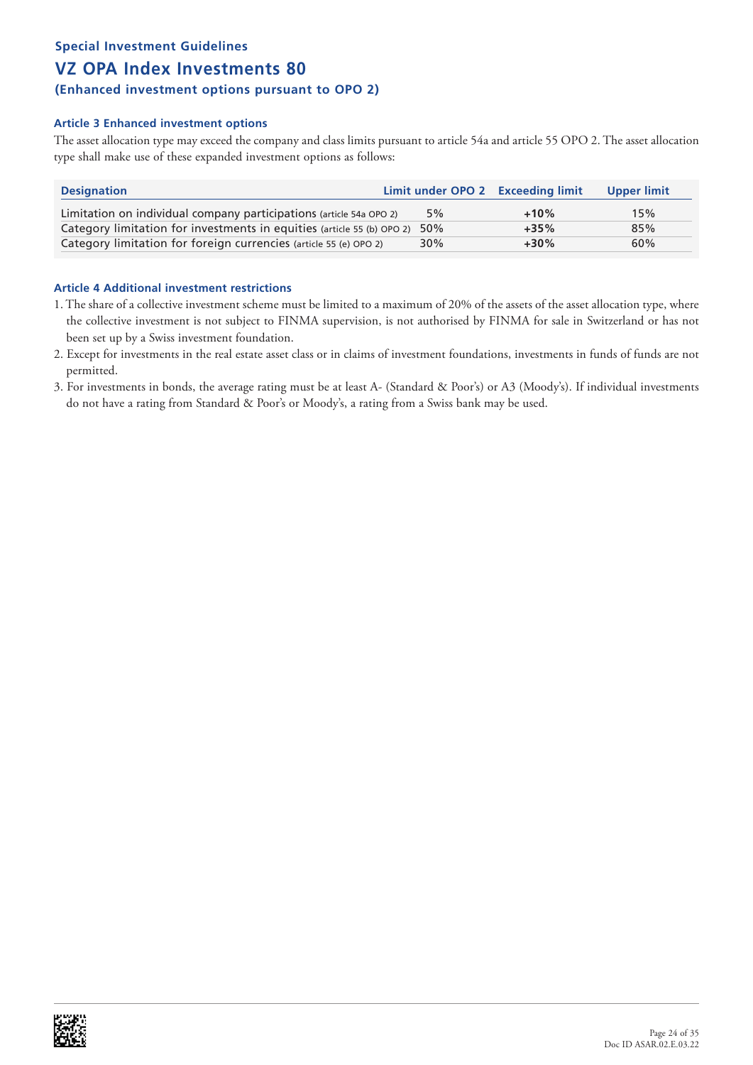Special Investment Guidelines

# VZ OPA Index Investments 80

### (Enhanced investment options pursuant to OPO 2)

#### Article 3 Enhanced investment options

The asset allocation type may exceed the company and class limits pursuant to article 54a and article 55 OPO 2. The asset allocation type shall make use of these expanded investment options as follows:

| Designation | Limit under OPO 2 | Exceeding limit | Upper limit |
|---|---|---|---|
| Limitation on individual company participations (article 54a OPO 2) | 5% | +10% | 15% |
| Category limitation for investments in equities (article 55 (b) OPO 2) | 50% | +35% | 85% |
| Category limitation for foreign currencies (article 55 (e) OPO 2) | 30% | +30% | 60% |

#### Article 4 Additional investment restrictions

1. The share of a collective investment scheme must be limited to a maximum of 20% of the assets of the asset allocation type, where the collective investment is not subject to FINMA supervision, is not authorised by FINMA for sale in Switzerland or has not been set up by a Swiss investment foundation.
2. Except for investments in the real estate asset class or in claims of investment foundations, investments in funds of funds are not permitted.
3. For investments in bonds, the average rating must be at least A- (Standard & Poor's) or A3 (Moody's). If individual investments do not have a rating from Standard & Poor's or Moody's, a rating from a Swiss bank may be used.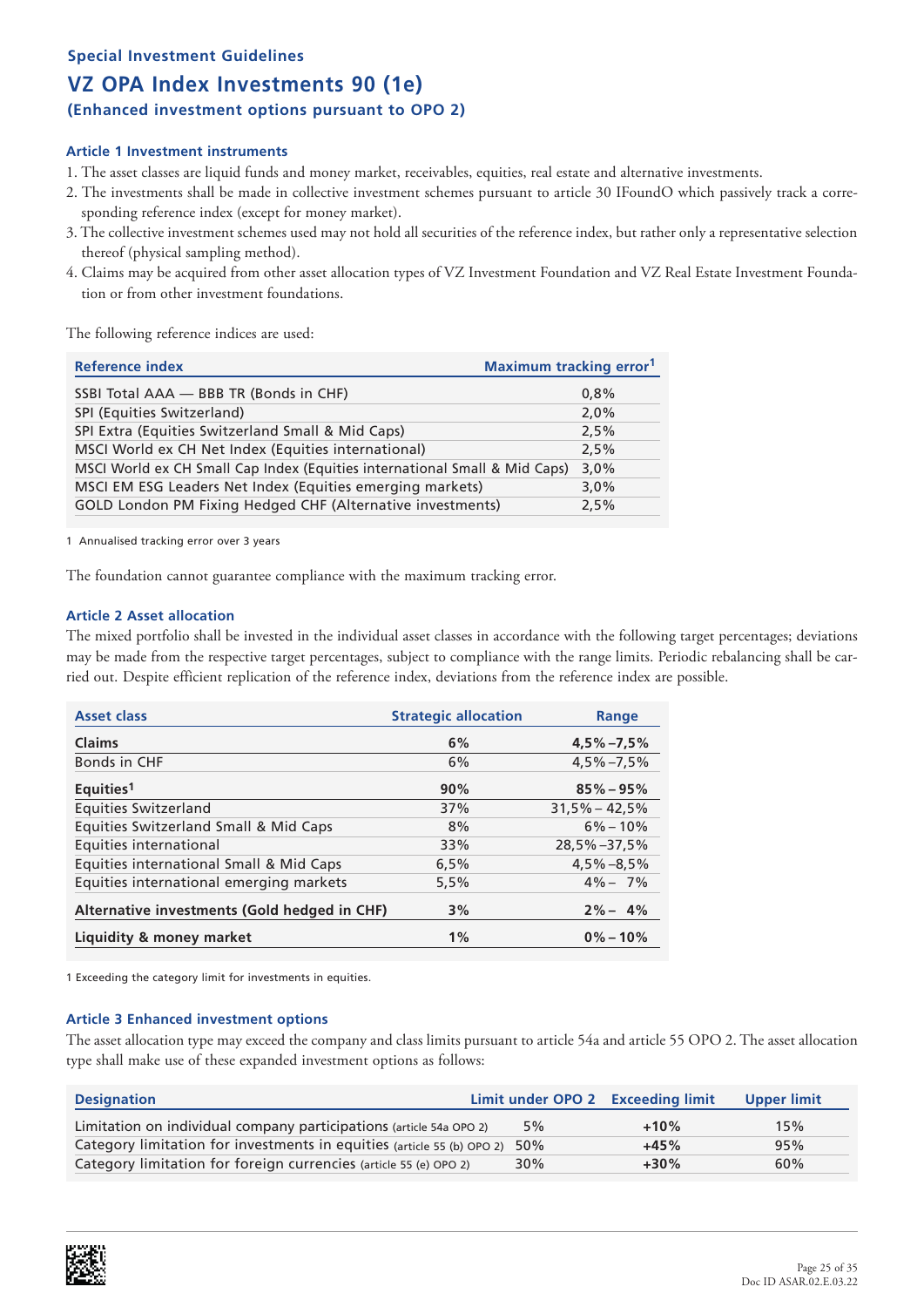**Special Investment Guidelines**

# VZ OPA Index Investments 90 (1e)

**(Enhanced investment options pursuant to OPO 2)**

### Article 1 Investment instruments

1. The asset classes are liquid funds and money market, receivables, equities, real estate and alternative investments.
2. The investments shall be made in collective investment schemes pursuant to article 30 IFoundO which passively track a corresponding reference index (except for money market).
3. The collective investment schemes used may not hold all securities of the reference index, but rather only a representative selection thereof (physical sampling method).
4. Claims may be acquired from other asset allocation types of VZ Investment Foundation and VZ Real Estate Investment Foundation or from other investment foundations.

The following reference indices are used:

| Reference index | Maximum tracking error[1] |
|---|---|
| SSBI Total AAA — BBB TR (Bonds in CHF) | 0,8% |
| SPI (Equities Switzerland) | 2,0% |
| SPI Extra (Equities Switzerland Small & Mid Caps) | 2,5% |
| MSCI World ex CH Net Index (Equities international) | 2,5% |
| MSCI World ex CH Small Cap Index (Equities international Small & Mid Caps) | 3,0% |
| MSCI EM ESG Leaders Net Index (Equities emerging markets) | 3,0% |
| GOLD London PM Fixing Hedged CHF (Alternative investments) | 2,5% |

1 Annualised tracking error over 3 years

The foundation cannot guarantee compliance with the maximum tracking error.

### Article 2 Asset allocation

The mixed portfolio shall be invested in the individual asset classes in accordance with the following target percentages; deviations may be made from the respective target percentages, subject to compliance with the range limits. Periodic rebalancing shall be carried out. Despite efficient replication of the reference index, deviations from the reference index are possible.

| Asset class | Strategic allocation | Range |
|---|---|---|
| **Claims** | **6%** | **4,5%–7,5%** |
| Bonds in CHF | 6% | 4,5%–7,5% |
| **Equities[1]** | **90%** | **85%–95%** |
| Equities Switzerland | 37% | 31,5%–42,5% |
| Equities Switzerland Small & Mid Caps | 8% | 6%–10% |
| Equities international | 33% | 28,5%–37,5% |
| Equities international Small & Mid Caps | 6,5% | 4,5%–8,5% |
| Equities international emerging markets | 5,5% | 4%–7% |
| **Alternative investments (Gold hedged in CHF)** | **3%** | **2%–4%** |
| **Liquidity & money market** | **1%** | **0%–10%** |

1 Exceeding the category limit for investments in equities.

### Article 3 Enhanced investment options

The asset allocation type may exceed the company and class limits pursuant to article 54a and article 55 OPO 2. The asset allocation type shall make use of these expanded investment options as follows:

| Designation | Limit under OPO 2 | Exceeding limit | Upper limit |
|---|---|---|---|
| Limitation on individual company participations (article 54a OPO 2) | 5% | **+10%** | 15% |
| Category limitation for investments in equities (article 55 (b) OPO 2) | 50% | **+45%** | 95% |
| Category limitation for foreign currencies (article 55 (e) OPO 2) | 30% | **+30%** | 60% |

Doc ID ASAR.02.E.03.22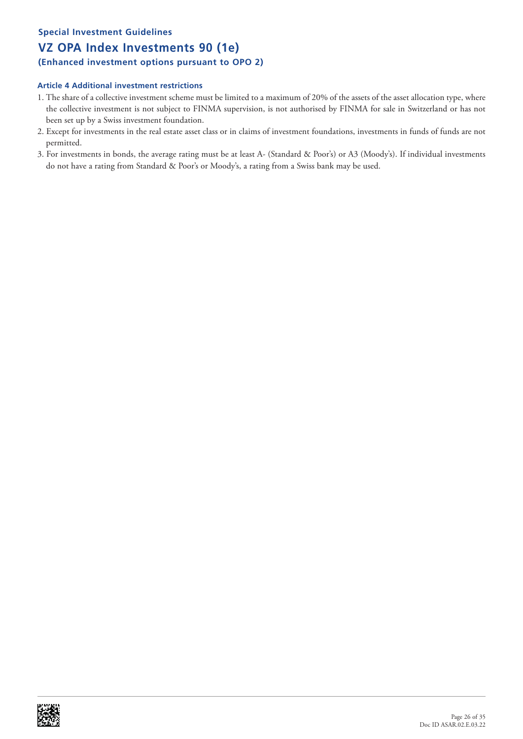### Special Investment Guidelines

## VZ OPA Index Investments 90 (1e)

**(Enhanced investment options pursuant to OPO 2)**

#### Article 4 Additional investment restrictions

1. The share of a collective investment scheme must be limited to a maximum of 20% of the assets of the asset allocation type, where the collective investment is not subject to FINMA supervision, is not authorised by FINMA for sale in Switzerland or has not been set up by a Swiss investment foundation.
2. Except for investments in the real estate asset class or in claims of investment foundations, investments in funds of funds are not permitted.
3. For investments in bonds, the average rating must be at least A- (Standard & Poor's) or A3 (Moody's). If individual investments do not have a rating from Standard & Poor's or Moody's, a rating from a Swiss bank may be used.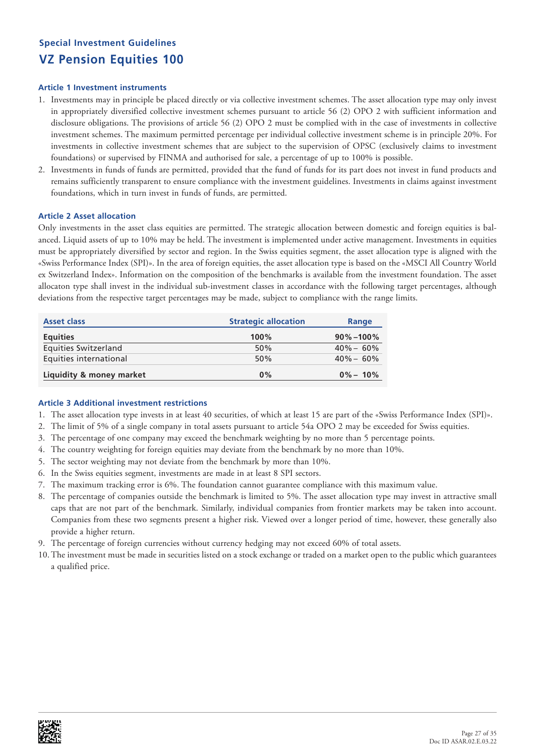Special Investment Guidelines

# VZ Pension Equities 100

### Article 1 Investment instruments

1. Investments may in principle be placed directly or via collective investment schemes. The asset allocation type may only invest in appropriately diversified collective investment schemes pursuant to article 56 (2) OPO 2 with sufficient information and disclosure obligations. The provisions of article 56 (2) OPO 2 must be complied with in the case of investments in collective investment schemes. The maximum permitted percentage per individual collective investment scheme is in principle 20%. For investments in collective investment schemes that are subject to the supervision of OPSC (exclusively claims to investment foundations) or supervised by FINMA and authorised for sale, a percentage of up to 100% is possible.
2. Investments in funds of funds are permitted, provided that the fund of funds for its part does not invest in fund products and remains sufficiently transparent to ensure compliance with the investment guidelines. Investments in claims against investment foundations, which in turn invest in funds of funds, are permitted.

### Article 2 Asset allocation

Only investments in the asset class equities are permitted. The strategic allocation between domestic and foreign equities is balanced. Liquid assets of up to 10% may be held. The investment is implemented under active management. Investments in equities must be appropriately diversified by sector and region. In the Swiss equities segment, the asset allocation type is aligned with the «Swiss Performance Index (SPI)». In the area of foreign equities, the asset allocation type is based on the «MSCI All Country World ex Switzerland Index». Information on the composition of the benchmarks is available from the investment foundation. The asset allocaton type shall invest in the individual sub-investment classes in accordance with the following target percentages, although deviations from the respective target percentages may be made, subject to compliance with the range limits.

| Asset class | Strategic allocation | Range |
|---|---|---|
| **Equities** | **100%** | **90%–100%** |
| Equities Switzerland | 50% | 40%– 60% |
| Equities international | 50% | 40%– 60% |
| **Liquidity & money market** | **0%** | **0%– 10%** |

### Article 3 Additional investment restrictions

1. The asset allocation type invests in at least 40 securities, of which at least 15 are part of the «Swiss Performance Index (SPI)».
2. The limit of 5% of a single company in total assets pursuant to article 54a OPO 2 may be exceeded for Swiss equities.
3. The percentage of one company may exceed the benchmark weighting by no more than 5 percentage points.
4. The country weighting for foreign equities may deviate from the benchmark by no more than 10%.
5. The sector weighting may not deviate from the benchmark by more than 10%.
6. In the Swiss equities segment, investments are made in at least 8 SPI sectors.
7. The maximum tracking error is 6%. The foundation cannot guarantee compliance with this maximum value.
8. The percentage of companies outside the benchmark is limited to 5%. The asset allocation type may invest in attractive small caps that are not part of the benchmark. Similarly, individual companies from frontier markets may be taken into account. Companies from these two segments present a higher risk. Viewed over a longer period of time, however, these generally also provide a higher return.
9. The percentage of foreign currencies without currency hedging may not exceed 60% of total assets.
10. The investment must be made in securities listed on a stock exchange or traded on a market open to the public which guarantees a qualified price.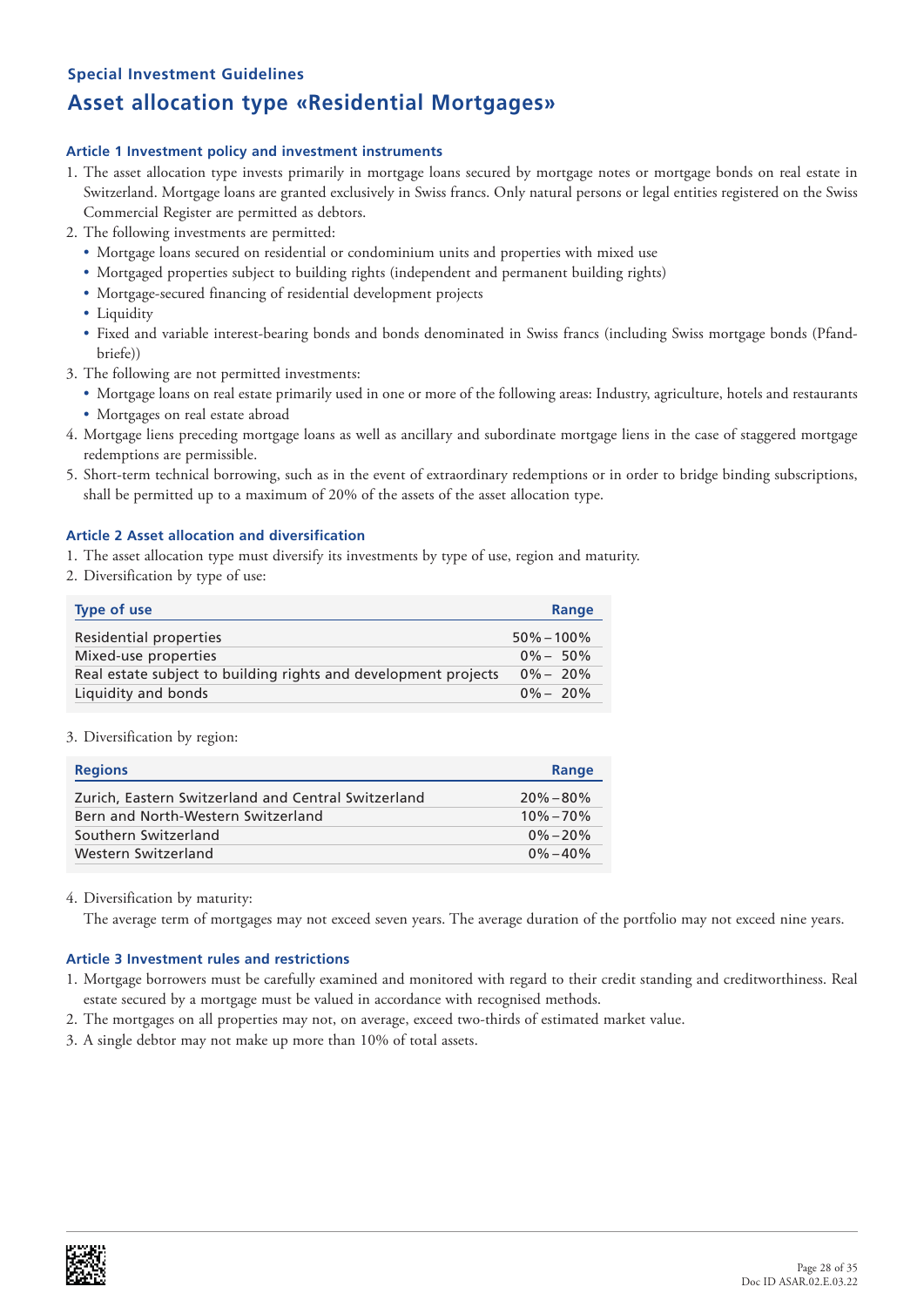### Special Investment Guidelines

## Asset allocation type «Residential Mortgages»

#### Article 1 Investment policy and investment instruments

1. The asset allocation type invests primarily in mortgage loans secured by mortgage notes or mortgage bonds on real estate in Switzerland. Mortgage loans are granted exclusively in Swiss francs. Only natural persons or legal entities registered on the Swiss Commercial Register are permitted as debtors.
2. The following investments are permitted:
   - Mortgage loans secured on residential or condominium units and properties with mixed use
   - Mortgaged properties subject to building rights (independent and permanent building rights)
   - Mortgage-secured financing of residential development projects
   - Liquidity
   - Fixed and variable interest-bearing bonds and bonds denominated in Swiss francs (including Swiss mortgage bonds (Pfandbriefe))
3. The following are not permitted investments:
   - Mortgage loans on real estate primarily used in one or more of the following areas: Industry, agriculture, hotels and restaurants
   - Mortgages on real estate abroad
4. Mortgage liens preceding mortgage loans as well as ancillary and subordinate mortgage liens in the case of staggered mortgage redemptions are permissible.
5. Short-term technical borrowing, such as in the event of extraordinary redemptions or in order to bridge binding subscriptions, shall be permitted up to a maximum of 20% of the assets of the asset allocation type.

#### Article 2 Asset allocation and diversification

1. The asset allocation type must diversify its investments by type of use, region and maturity.
2. Diversification by type of use:

| Type of use | Range |
|---|---|
| Residential properties | 50% – 100% |
| Mixed-use properties | 0% – 50% |
| Real estate subject to building rights and development projects | 0% – 20% |
| Liquidity and bonds | 0% – 20% |

3. Diversification by region:

| Regions | Range |
|---|---|
| Zurich, Eastern Switzerland and Central Switzerland | 20% – 80% |
| Bern and North-Western Switzerland | 10% – 70% |
| Southern Switzerland | 0% – 20% |
| Western Switzerland | 0% – 40% |

4. Diversification by maturity:
   The average term of mortgages may not exceed seven years. The average duration of the portfolio may not exceed nine years.

#### Article 3 Investment rules and restrictions

1. Mortgage borrowers must be carefully examined and monitored with regard to their credit standing and creditworthiness. Real estate secured by a mortgage must be valued in accordance with recognised methods.
2. The mortgages on all properties may not, on average, exceed two-thirds of estimated market value.
3. A single debtor may not make up more than 10% of total assets.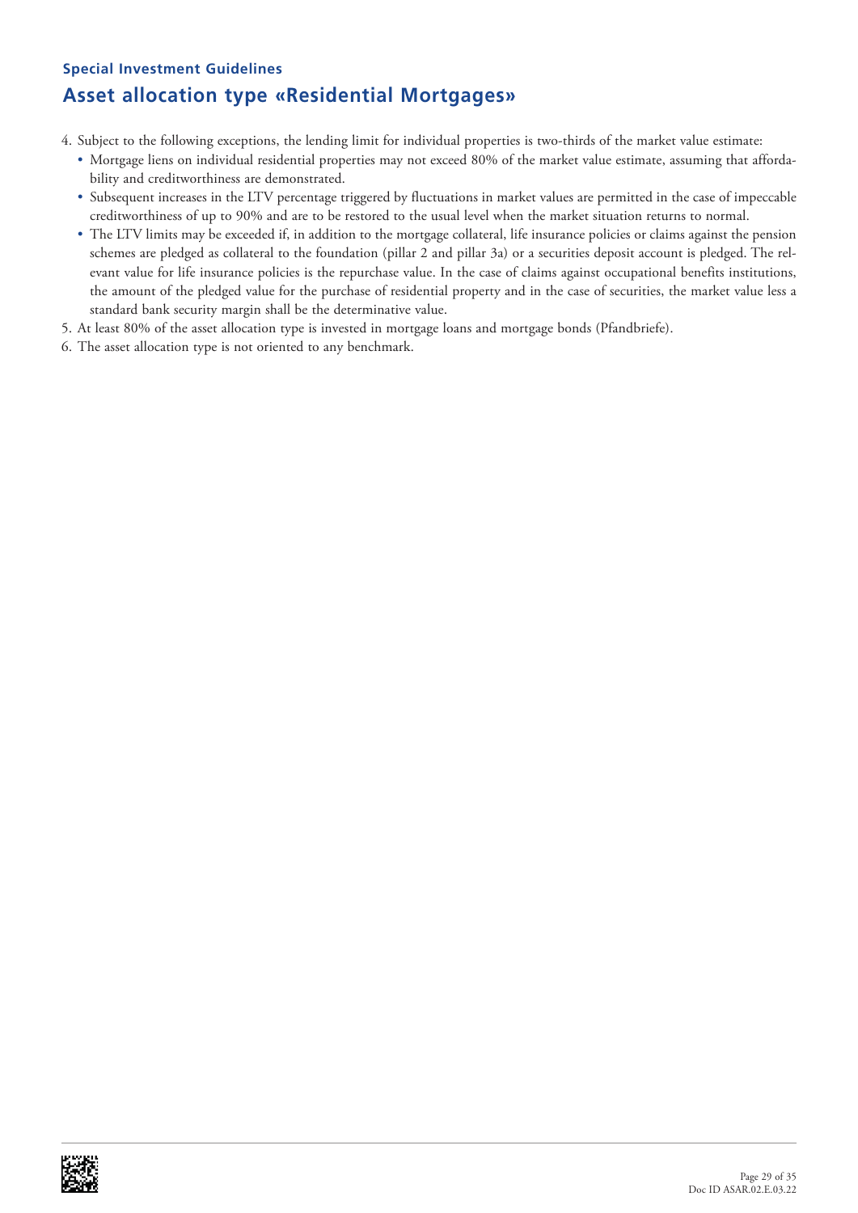### Special Investment Guidelines

## Asset allocation type «Residential Mortgages»

4. Subject to the following exceptions, the lending limit for individual properties is two-thirds of the market value estimate:
   - Mortgage liens on individual residential properties may not exceed 80% of the market value estimate, assuming that affordability and creditworthiness are demonstrated.
   - Subsequent increases in the LTV percentage triggered by fluctuations in market values are permitted in the case of impeccable creditworthiness of up to 90% and are to be restored to the usual level when the market situation returns to normal.
   - The LTV limits may be exceeded if, in addition to the mortgage collateral, life insurance policies or claims against the pension schemes are pledged as collateral to the foundation (pillar 2 and pillar 3a) or a securities deposit account is pledged. The relevant value for life insurance policies is the repurchase value. In the case of claims against occupational benefits institutions, the amount of the pledged value for the purchase of residential property and in the case of securities, the market value less a standard bank security margin shall be the determinative value.
5. At least 80% of the asset allocation type is invested in mortgage loans and mortgage bonds (Pfandbriefe).
6. The asset allocation type is not oriented to any benchmark.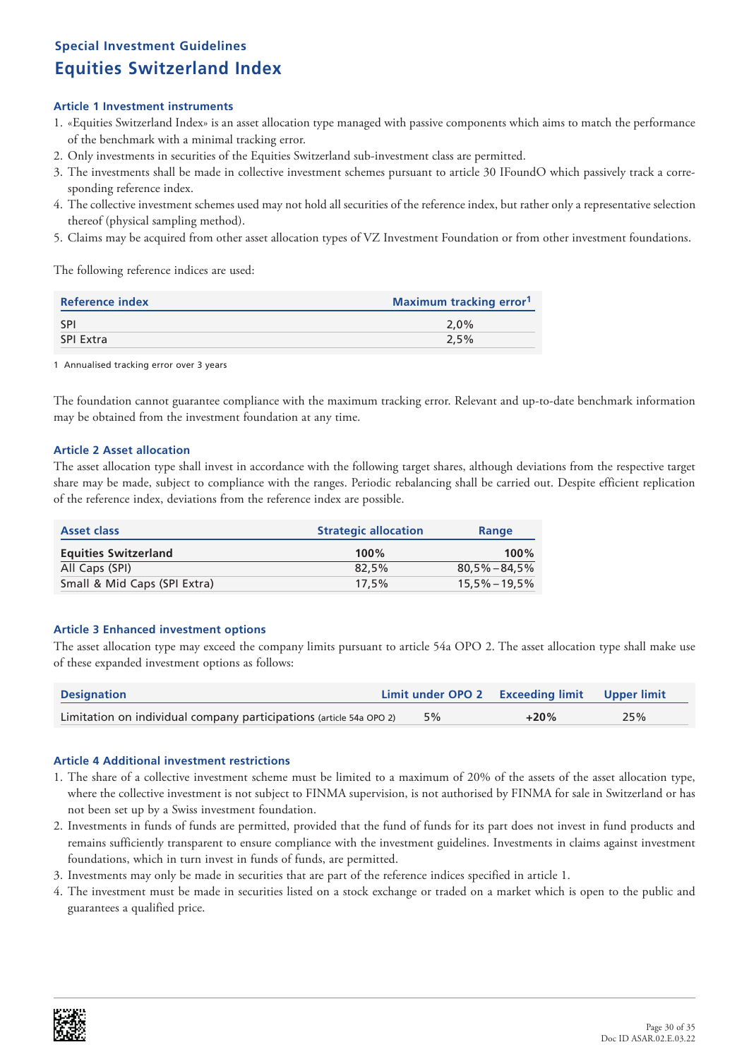### Special Investment Guidelines

## Equities Switzerland Index

### Article 1 Investment instruments

1. «Equities Switzerland Index» is an asset allocation type managed with passive components which aims to match the performance of the benchmark with a minimal tracking error.
2. Only investments in securities of the Equities Switzerland sub-investment class are permitted.
3. The investments shall be made in collective investment schemes pursuant to article 30 IFoundO which passively track a corresponding reference index.
4. The collective investment schemes used may not hold all securities of the reference index, but rather only a representative selection thereof (physical sampling method).
5. Claims may be acquired from other asset allocation types of VZ Investment Foundation or from other investment foundations.

The following reference indices are used:

| Reference index | Maximum tracking error[1] |
|---|---|
| SPI | 2,0% |
| SPI Extra | 2,5% |

1 Annualised tracking error over 3 years

The foundation cannot guarantee compliance with the maximum tracking error. Relevant and up-to-date benchmark information may be obtained from the investment foundation at any time.

### Article 2 Asset allocation

The asset allocation type shall invest in accordance with the following target shares, although deviations from the respective target share may be made, subject to compliance with the ranges. Periodic rebalancing shall be carried out. Despite efficient replication of the reference index, deviations from the reference index are possible.

| Asset class | Strategic allocation | Range |
|---|---|---|
| **Equities Switzerland** | **100%** | **100%** |
| All Caps (SPI) | 82,5% | 80,5% – 84,5% |
| Small & Mid Caps (SPI Extra) | 17,5% | 15,5% – 19,5% |

### Article 3 Enhanced investment options

The asset allocation type may exceed the company limits pursuant to article 54a OPO 2. The asset allocation type shall make use of these expanded investment options as follows:

| Designation | Limit under OPO 2 | Exceeding limit | Upper limit |
|---|---|---|---|
| Limitation on individual company participations (article 54a OPO 2) | 5% | +20% | 25% |

### Article 4 Additional investment restrictions

1. The share of a collective investment scheme must be limited to a maximum of 20% of the assets of the asset allocation type, where the collective investment is not subject to FINMA supervision, is not authorised by FINMA for sale in Switzerland or has not been set up by a Swiss investment foundation.
2. Investments in funds of funds are permitted, provided that the fund of funds for its part does not invest in fund products and remains sufficiently transparent to ensure compliance with the investment guidelines. Investments in claims against investment foundations, which in turn invest in funds of funds, are permitted.
3. Investments may only be made in securities that are part of the reference indices specified in article 1.
4. The investment must be made in securities listed on a stock exchange or traded on a market which is open to the public and guarantees a qualified price.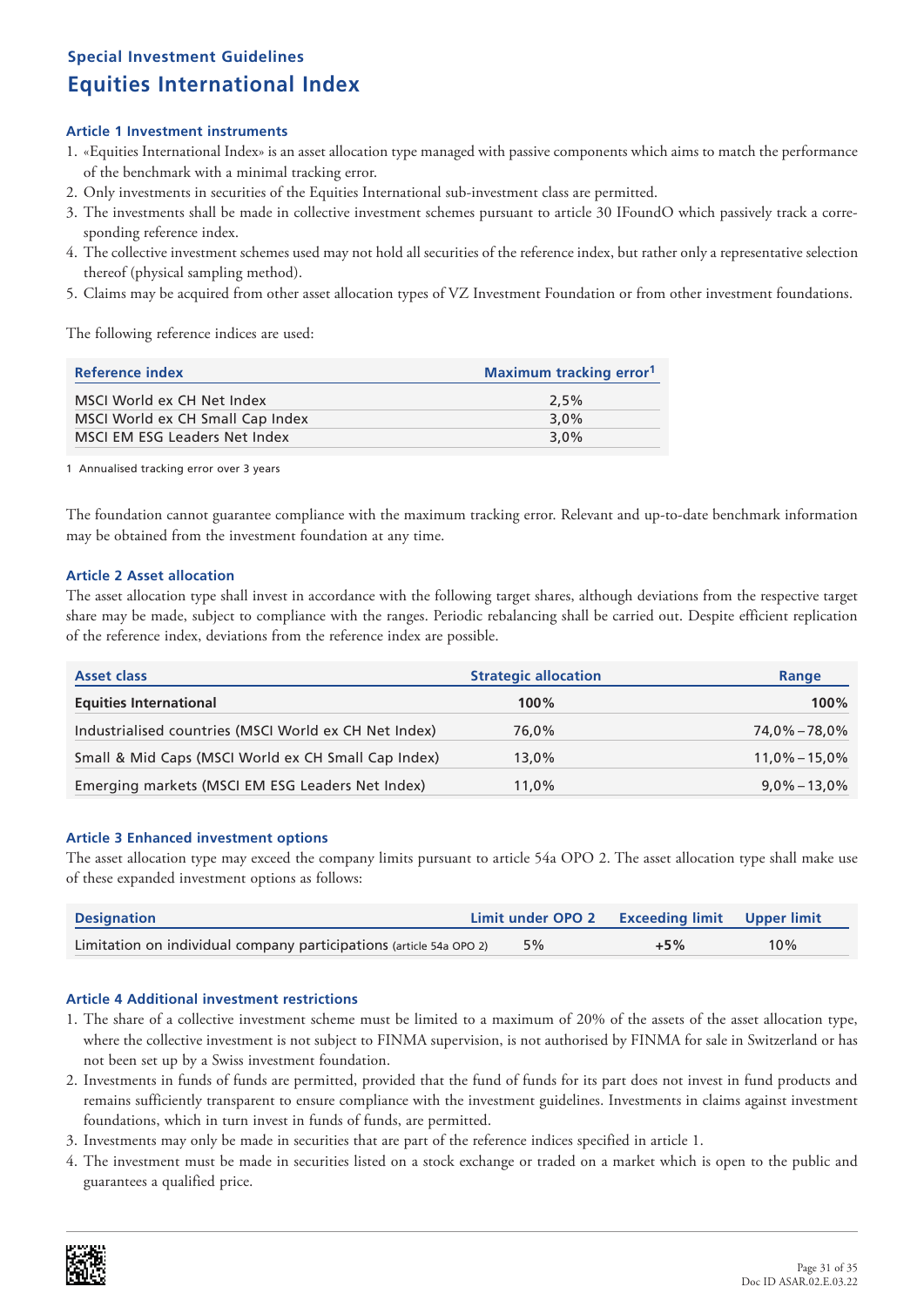## Special Investment Guidelines

# Equities International Index

### Article 1 Investment instruments

1. «Equities International Index» is an asset allocation type managed with passive components which aims to match the performance of the benchmark with a minimal tracking error.
2. Only investments in securities of the Equities International sub-investment class are permitted.
3. The investments shall be made in collective investment schemes pursuant to article 30 IFoundO which passively track a corresponding reference index.
4. The collective investment schemes used may not hold all securities of the reference index, but rather only a representative selection thereof (physical sampling method).
5. Claims may be acquired from other asset allocation types of VZ Investment Foundation or from other investment foundations.

The following reference indices are used:

| Reference index | Maximum tracking error[1] |
|---|---|
| MSCI World ex CH Net Index | 2,5% |
| MSCI World ex CH Small Cap Index | 3,0% |
| MSCI EM ESG Leaders Net Index | 3,0% |

1 Annualised tracking error over 3 years

The foundation cannot guarantee compliance with the maximum tracking error. Relevant and up-to-date benchmark information may be obtained from the investment foundation at any time.

### Article 2 Asset allocation

The asset allocation type shall invest in accordance with the following target shares, although deviations from the respective target share may be made, subject to compliance with the ranges. Periodic rebalancing shall be carried out. Despite efficient replication of the reference index, deviations from the reference index are possible.

| Asset class | Strategic allocation | Range |
|---|---|---|
| **Equities International** | **100%** | **100%** |
| Industrialised countries (MSCI World ex CH Net Index) | 76,0% | 74,0% – 78,0% |
| Small & Mid Caps (MSCI World ex CH Small Cap Index) | 13,0% | 11,0% – 15,0% |
| Emerging markets (MSCI EM ESG Leaders Net Index) | 11,0% | 9,0% – 13,0% |

### Article 3 Enhanced investment options

The asset allocation type may exceed the company limits pursuant to article 54a OPO 2. The asset allocation type shall make use of these expanded investment options as follows:

| Designation | Limit under OPO 2 | Exceeding limit | Upper limit |
|---|---|---|---|
| Limitation on individual company participations (article 54a OPO 2) | 5% | +5% | 10% |

### Article 4 Additional investment restrictions

1. The share of a collective investment scheme must be limited to a maximum of 20% of the assets of the asset allocation type, where the collective investment is not subject to FINMA supervision, is not authorised by FINMA for sale in Switzerland or has not been set up by a Swiss investment foundation.
2. Investments in funds of funds are permitted, provided that the fund of funds for its part does not invest in fund products and remains sufficiently transparent to ensure compliance with the investment guidelines. Investments in claims against investment foundations, which in turn invest in funds of funds, are permitted.
3. Investments may only be made in securities that are part of the reference indices specified in article 1.
4. The investment must be made in securities listed on a stock exchange or traded on a market which is open to the public and guarantees a qualified price.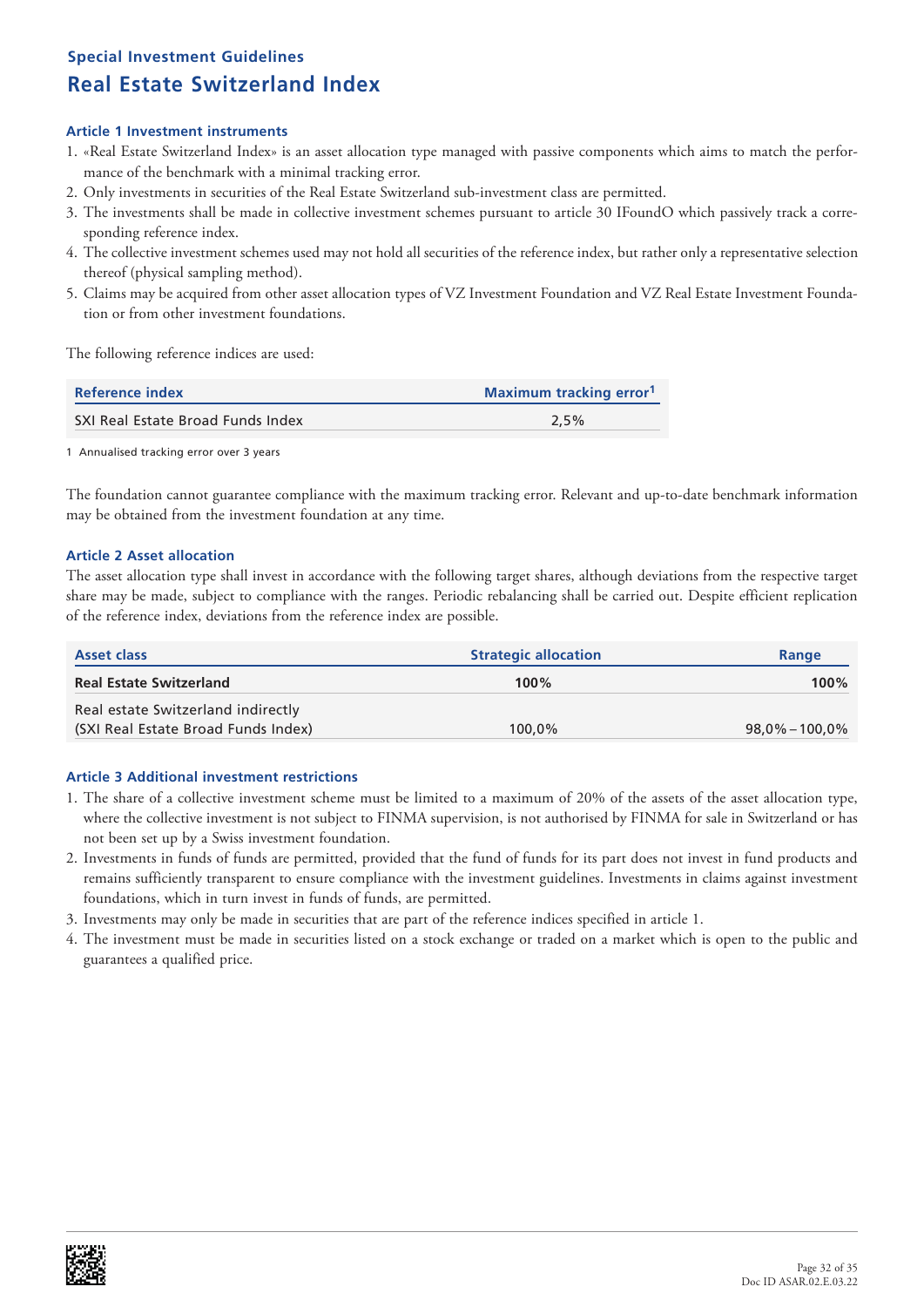## Special Investment Guidelines

# Real Estate Switzerland Index

### Article 1 Investment instruments

1. «Real Estate Switzerland Index» is an asset allocation type managed with passive components which aims to match the performance of the benchmark with a minimal tracking error.
2. Only investments in securities of the Real Estate Switzerland sub-investment class are permitted.
3. The investments shall be made in collective investment schemes pursuant to article 30 IFoundO which passively track a corresponding reference index.
4. The collective investment schemes used may not hold all securities of the reference index, but rather only a representative selection thereof (physical sampling method).
5. Claims may be acquired from other asset allocation types of VZ Investment Foundation and VZ Real Estate Investment Foundation or from other investment foundations.

The following reference indices are used:

| Reference index | Maximum tracking error[1] |
|---|---|
| SXI Real Estate Broad Funds Index | 2,5% |

1 Annualised tracking error over 3 years

The foundation cannot guarantee compliance with the maximum tracking error. Relevant and up-to-date benchmark information may be obtained from the investment foundation at any time.

### Article 2 Asset allocation

The asset allocation type shall invest in accordance with the following target shares, although deviations from the respective target share may be made, subject to compliance with the ranges. Periodic rebalancing shall be carried out. Despite efficient replication of the reference index, deviations from the reference index are possible.

| Asset class | Strategic allocation | Range |
|---|---|---|
| **Real Estate Switzerland** | **100%** | **100%** |
| Real estate Switzerland indirectly (SXI Real Estate Broad Funds Index) | 100,0% | 98,0% – 100,0% |

### Article 3 Additional investment restrictions

1. The share of a collective investment scheme must be limited to a maximum of 20% of the assets of the asset allocation type, where the collective investment is not subject to FINMA supervision, is not authorised by FINMA for sale in Switzerland or has not been set up by a Swiss investment foundation.
2. Investments in funds of funds are permitted, provided that the fund of funds for its part does not invest in fund products and remains sufficiently transparent to ensure compliance with the investment guidelines. Investments in claims against investment foundations, which in turn invest in funds of funds, are permitted.
3. Investments may only be made in securities that are part of the reference indices specified in article 1.
4. The investment must be made in securities listed on a stock exchange or traded on a market which is open to the public and guarantees a qualified price.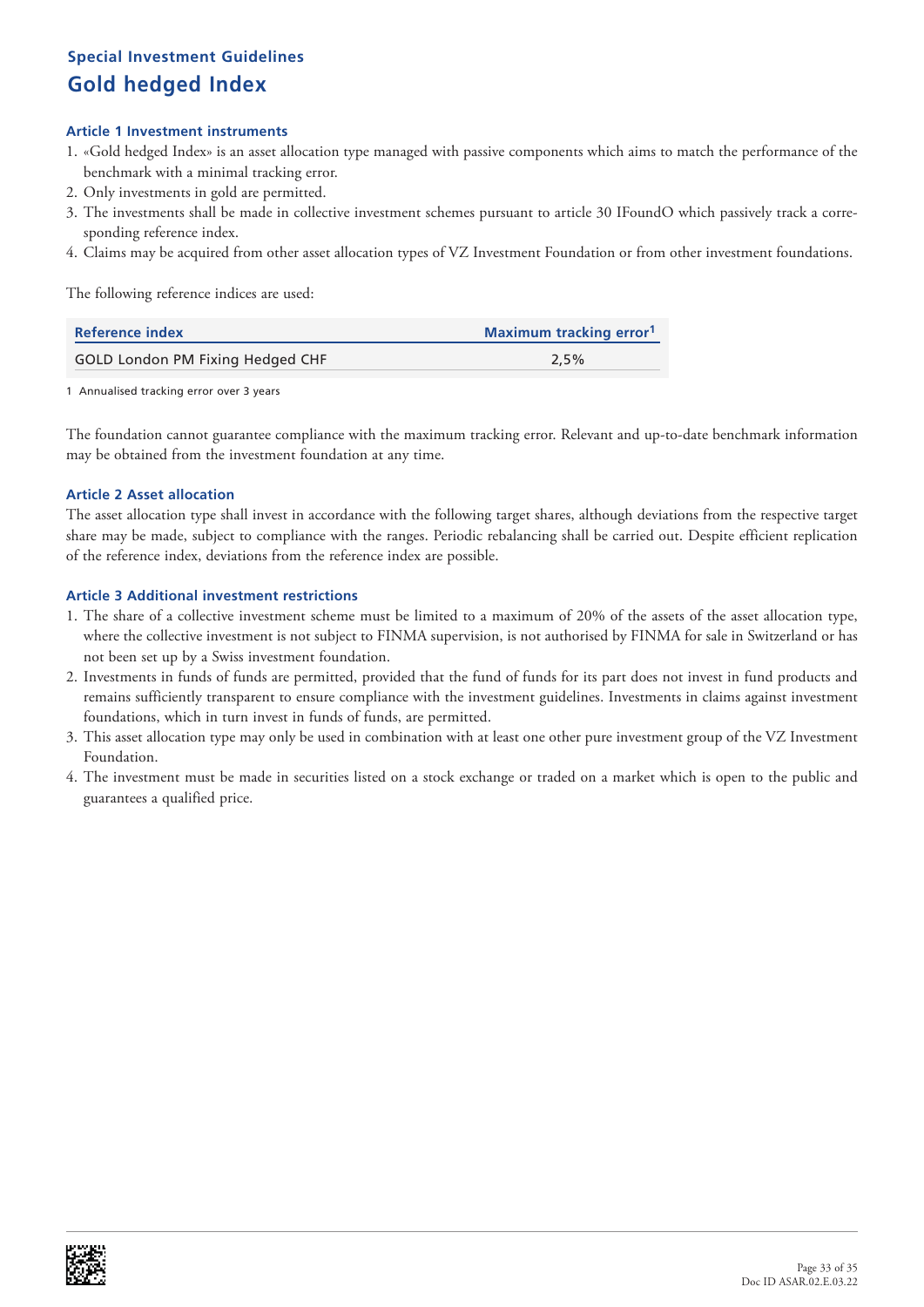### Special Investment Guidelines

## Gold hedged Index

### Article 1 Investment instruments

1. «Gold hedged Index» is an asset allocation type managed with passive components which aims to match the performance of the benchmark with a minimal tracking error.
2. Only investments in gold are permitted.
3. The investments shall be made in collective investment schemes pursuant to article 30 IFoundO which passively track a corresponding reference index.
4. Claims may be acquired from other asset allocation types of VZ Investment Foundation or from other investment foundations.

The following reference indices are used:

| Reference index | Maximum tracking error[1] |
|---|---|
| GOLD London PM Fixing Hedged CHF | 2,5% |

1 Annualised tracking error over 3 years

The foundation cannot guarantee compliance with the maximum tracking error. Relevant and up-to-date benchmark information may be obtained from the investment foundation at any time.

### Article 2 Asset allocation

The asset allocation type shall invest in accordance with the following target shares, although deviations from the respective target share may be made, subject to compliance with the ranges. Periodic rebalancing shall be carried out. Despite efficient replication of the reference index, deviations from the reference index are possible.

### Article 3 Additional investment restrictions

1. The share of a collective investment scheme must be limited to a maximum of 20% of the assets of the asset allocation type, where the collective investment is not subject to FINMA supervision, is not authorised by FINMA for sale in Switzerland or has not been set up by a Swiss investment foundation.
2. Investments in funds of funds are permitted, provided that the fund of funds for its part does not invest in fund products and remains sufficiently transparent to ensure compliance with the investment guidelines. Investments in claims against investment foundations, which in turn invest in funds of funds, are permitted.
3. This asset allocation type may only be used in combination with at least one other pure investment group of the VZ Investment Foundation.
4. The investment must be made in securities listed on a stock exchange or traded on a market which is open to the public and guarantees a qualified price.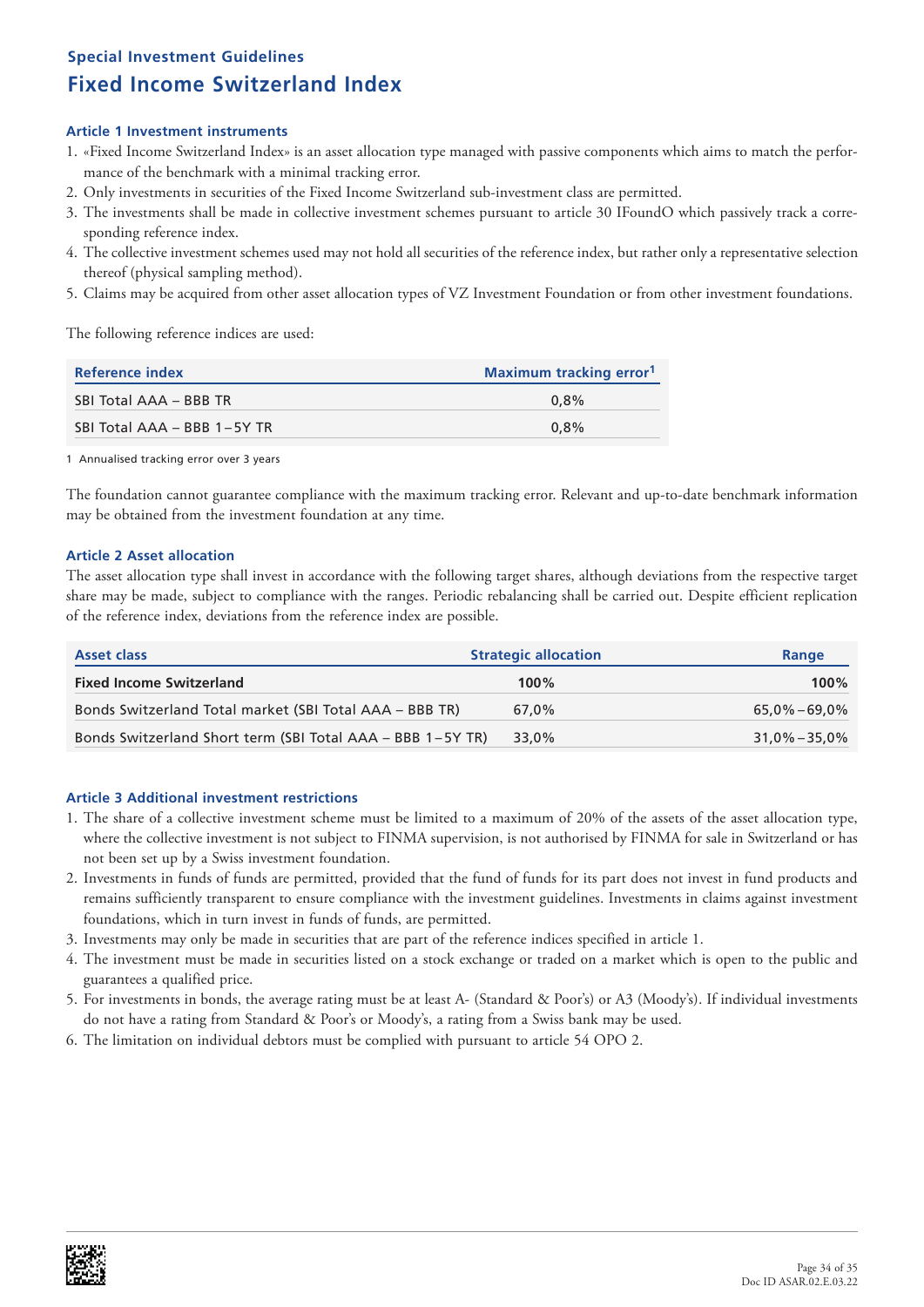## Special Investment Guidelines

# Fixed Income Switzerland Index

### Article 1 Investment instruments

1. «Fixed Income Switzerland Index» is an asset allocation type managed with passive components which aims to match the performance of the benchmark with a minimal tracking error.
2. Only investments in securities of the Fixed Income Switzerland sub-investment class are permitted.
3. The investments shall be made in collective investment schemes pursuant to article 30 IFoundO which passively track a corresponding reference index.
4. The collective investment schemes used may not hold all securities of the reference index, but rather only a representative selection thereof (physical sampling method).
5. Claims may be acquired from other asset allocation types of VZ Investment Foundation or from other investment foundations.

The following reference indices are used:

| Reference index | Maximum tracking error[1] |
|---|---|
| SBI Total AAA – BBB TR | 0,8% |
| SBI Total AAA – BBB 1–5Y TR | 0,8% |

1 Annualised tracking error over 3 years

The foundation cannot guarantee compliance with the maximum tracking error. Relevant and up-to-date benchmark information may be obtained from the investment foundation at any time.

### Article 2 Asset allocation

The asset allocation type shall invest in accordance with the following target shares, although deviations from the respective target share may be made, subject to compliance with the ranges. Periodic rebalancing shall be carried out. Despite efficient replication of the reference index, deviations from the reference index are possible.

| Asset class | Strategic allocation | Range |
|---|---|---|
| **Fixed Income Switzerland** | **100%** | **100%** |
| Bonds Switzerland Total market (SBI Total AAA – BBB TR) | 67,0% | 65,0%–69,0% |
| Bonds Switzerland Short term (SBI Total AAA – BBB 1–5Y TR) | 33,0% | 31,0%–35,0% |

### Article 3 Additional investment restrictions

1. The share of a collective investment scheme must be limited to a maximum of 20% of the assets of the asset allocation type, where the collective investment is not subject to FINMA supervision, is not authorised by FINMA for sale in Switzerland or has not been set up by a Swiss investment foundation.
2. Investments in funds of funds are permitted, provided that the fund of funds for its part does not invest in fund products and remains sufficiently transparent to ensure compliance with the investment guidelines. Investments in claims against investment foundations, which in turn invest in funds of funds, are permitted.
3. Investments may only be made in securities that are part of the reference indices specified in article 1.
4. The investment must be made in securities listed on a stock exchange or traded on a market which is open to the public and guarantees a qualified price.
5. For investments in bonds, the average rating must be at least A- (Standard & Poor's) or A3 (Moody's). If individual investments do not have a rating from Standard & Poor's or Moody's, a rating from a Swiss bank may be used.
6. The limitation on individual debtors must be complied with pursuant to article 54 OPO 2.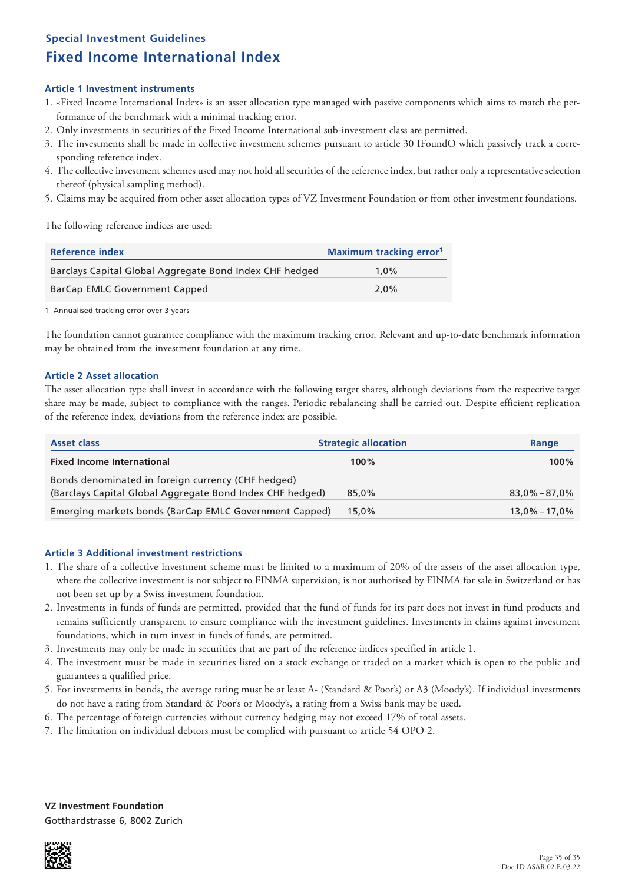## Special Investment Guidelines

# Fixed Income International Index

### Article 1 Investment instruments

1. «Fixed Income International Index» is an asset allocation type managed with passive components which aims to match the performance of the benchmark with a minimal tracking error.
2. Only investments in securities of the Fixed Income International sub-investment class are permitted.
3. The investments shall be made in collective investment schemes pursuant to article 30 IFoundO which passively track a corresponding reference index.
4. The collective investment schemes used may not hold all securities of the reference index, but rather only a representative selection thereof (physical sampling method).
5. Claims may be acquired from other asset allocation types of VZ Investment Foundation or from other investment foundations.

The following reference indices are used:

| Reference index | Maximum tracking error[1] |
|---|---|
| Barclays Capital Global Aggregate Bond Index CHF hedged | 1,0% |
| BarCap EMLC Government Capped | 2,0% |

1 Annualised tracking error over 3 years

The foundation cannot guarantee compliance with the maximum tracking error. Relevant and up-to-date benchmark information may be obtained from the investment foundation at any time.

### Article 2 Asset allocation

The asset allocation type shall invest in accordance with the following target shares, although deviations from the respective target share may be made, subject to compliance with the ranges. Periodic rebalancing shall be carried out. Despite efficient replication of the reference index, deviations from the reference index are possible.

| Asset class | Strategic allocation | Range |
|---|---|---|
| **Fixed Income International** | **100%** | **100%** |
| Bonds denominated in foreign currency (CHF hedged) (Barclays Capital Global Aggregate Bond Index CHF hedged) | 85,0% | 83,0% – 87,0% |
| Emerging markets bonds (BarCap EMLC Government Capped) | 15,0% | 13,0% – 17,0% |

### Article 3 Additional investment restrictions

1. The share of a collective investment scheme must be limited to a maximum of 20% of the assets of the asset allocation type, where the collective investment is not subject to FINMA supervision, is not authorised by FINMA for sale in Switzerland or has not been set up by a Swiss investment foundation.
2. Investments in funds of funds are permitted, provided that the fund of funds for its part does not invest in fund products and remains sufficiently transparent to ensure compliance with the investment guidelines. Investments in claims against investment foundations, which in turn invest in funds of funds, are permitted.
3. Investments may only be made in securities that are part of the reference indices specified in article 1.
4. The investment must be made in securities listed on a stock exchange or traded on a market which is open to the public and guarantees a qualified price.
5. For investments in bonds, the average rating must be at least A- (Standard & Poor's) or A3 (Moody's). If individual investments do not have a rating from Standard & Poor's or Moody's, a rating from a Swiss bank may be used.
6. The percentage of foreign currencies without currency hedging may not exceed 17% of total assets.
7. The limitation on individual debtors must be complied with pursuant to article 54 OPO 2.

**VZ Investment Foundation**
Gotthardstrasse 6, 8002 Zurich

Doc ID ASAR.02.E.03.22